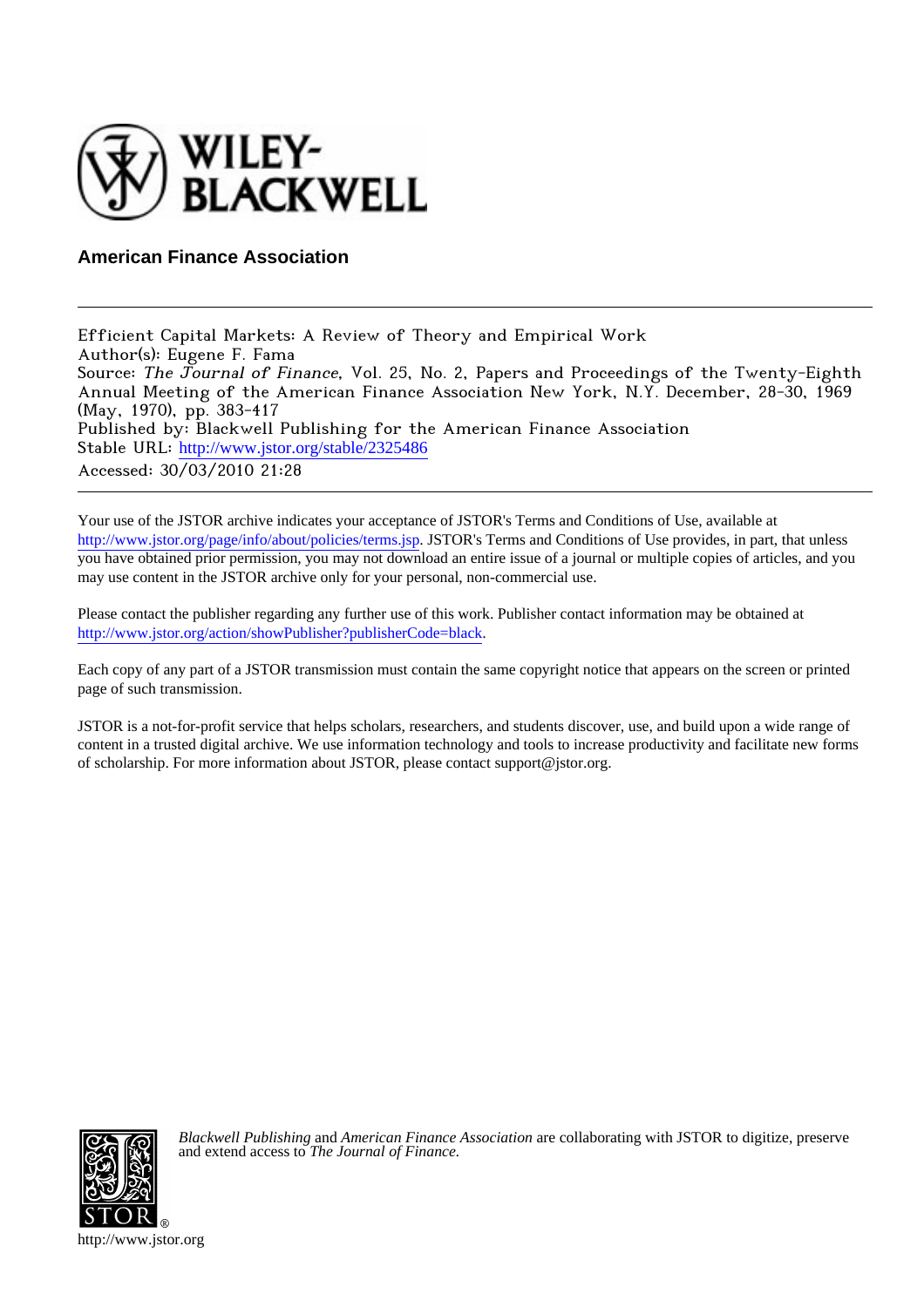WILEY-BLACKWELL

**American Finance Association**

---

Efficient Capital Markets: A Review of Theory and Empirical Work
Author(s): Eugene F. Fama
Source: *The Journal of Finance*, Vol. 25, No. 2, Papers and Proceedings of the Twenty-Eighth Annual Meeting of the American Finance Association New York, N.Y. December, 28-30, 1969 (May, 1970), pp. 383-417
Published by: Blackwell Publishing for the American Finance Association
Stable URL: http://www.jstor.org/stable/2325486
Accessed: 30/03/2010 21:28

---

Your use of the JSTOR archive indicates your acceptance of JSTOR's Terms and Conditions of Use, available at http://www.jstor.org/page/info/about/policies/terms.jsp. JSTOR's Terms and Conditions of Use provides, in part, that unless you have obtained prior permission, you may not download an entire issue of a journal or multiple copies of articles, and you may use content in the JSTOR archive only for your personal, non-commercial use.

Please contact the publisher regarding any further use of this work. Publisher contact information may be obtained at http://www.jstor.org/action/showPublisher?publisherCode=black.

Each copy of any part of a JSTOR transmission must contain the same copyright notice that appears on the screen or printed page of such transmission.

JSTOR is a not-for-profit service that helps scholars, researchers, and students discover, use, and build upon a wide range of content in a trusted digital archive. We use information technology and tools to increase productivity and facilitate new forms of scholarship. For more information about JSTOR, please contact support@jstor.org.

*Blackwell Publishing* and *American Finance Association* are collaborating with JSTOR to digitize, preserve and extend access to *The Journal of Finance.*

http://www.jstor.org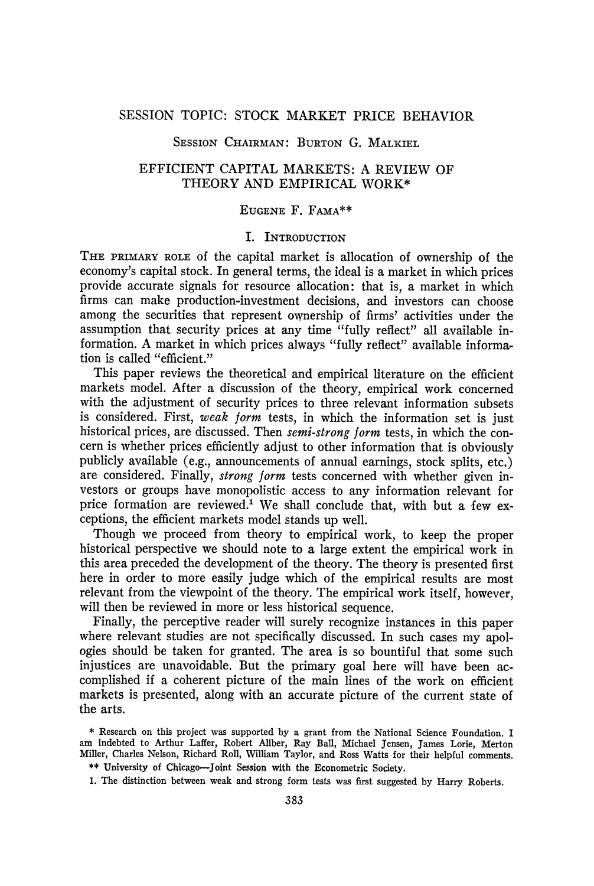# SESSION TOPIC: STOCK MARKET PRICE BEHAVIOR

SESSION CHAIRMAN: BURTON G. MALKIEL

## EFFICIENT CAPITAL MARKETS: A REVIEW OF THEORY AND EMPIRICAL WORK*

EUGENE F. FAMA**

### I. INTRODUCTION

THE PRIMARY ROLE of the capital market is allocation of ownership of the economy's capital stock. In general terms, the ideal is a market in which prices provide accurate signals for resource allocation: that is, a market in which firms can make production-investment decisions, and investors can choose among the securities that represent ownership of firms' activities under the assumption that security prices at any time "fully reflect" all available information. A market in which prices always "fully reflect" available information is called "efficient."

This paper reviews the theoretical and empirical literature on the efficient markets model. After a discussion of the theory, empirical work concerned with the adjustment of security prices to three relevant information subsets is considered. First, *weak form* tests, in which the information set is just historical prices, are discussed. Then *semi-strong form* tests, in which the concern is whether prices efficiently adjust to other information that is obviously publicly available (e.g., announcements of annual earnings, stock splits, etc.) are considered. Finally, *strong form* tests concerned with whether given investors or groups have monopolistic access to any information relevant for price formation are reviewed.[1] We shall conclude that, with but a few exceptions, the efficient markets model stands up well.

Though we proceed from theory to empirical work, to keep the proper historical perspective we should note to a large extent the empirical work in this area preceded the development of the theory. The theory is presented first here in order to more easily judge which of the empirical results are most relevant from the viewpoint of the theory. The empirical work itself, however, will then be reviewed in more or less historical sequence.

Finally, the perceptive reader will surely recognize instances in this paper where relevant studies are not specifically discussed. In such cases my apologies should be taken for granted. The area is so bountiful that some such injustices are unavoidable. But the primary goal here will have been accomplished if a coherent picture of the main lines of the work on efficient markets is presented, along with an accurate picture of the current state of the arts.

\* Research on this project was supported by a grant from the National Science Foundation. I am indebted to Arthur Laffer, Robert Aliber, Ray Ball, Michael Jensen, James Lorie, Merton Miller, Charles Nelson, Richard Roll, William Taylor, and Ross Watts for their helpful comments.

\*\* University of Chicago—Joint Session with the Econometric Society.

1. The distinction between weak and strong form tests was first suggested by Harry Roberts.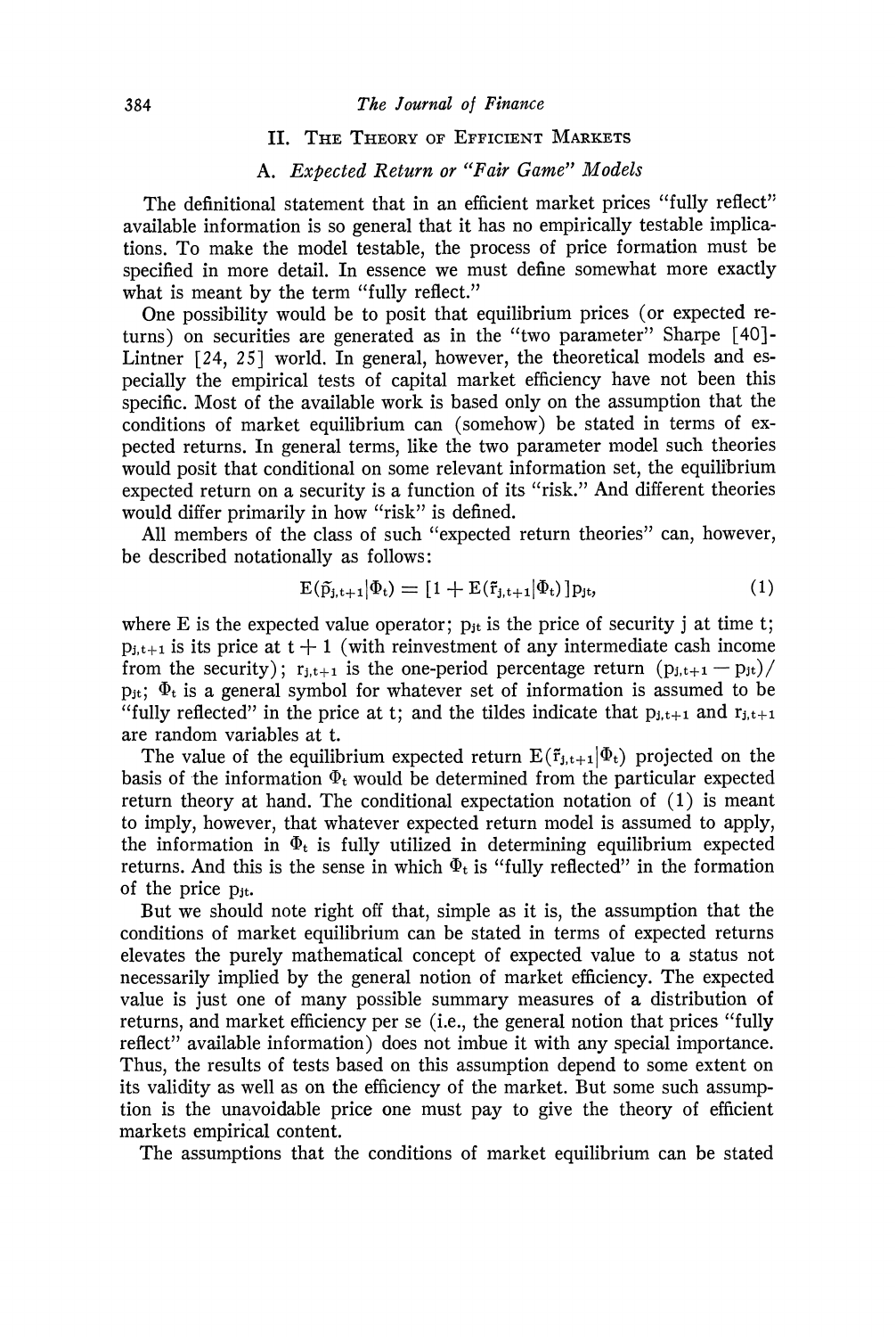## II. The Theory of Efficient Markets

### A. *Expected Return or "Fair Game" Models*

The definitional statement that in an efficient market prices "fully reflect" available information is so general that it has no empirically testable implications. To make the model testable, the process of price formation must be specified in more detail. In essence we must define somewhat more exactly what is meant by the term "fully reflect."

One possibility would be to posit that equilibrium prices (or expected returns) on securities are generated as in the "two parameter" Sharpe [40]-Lintner [24, 25] world. In general, however, the theoretical models and especially the empirical tests of capital market efficiency have not been this specific. Most of the available work is based only on the assumption that the conditions of market equilibrium can (somehow) be stated in terms of expected returns. In general terms, like the two parameter model such theories would posit that conditional on some relevant information set, the equilibrium expected return on a security is a function of its "risk." And different theories would differ primarily in how "risk" is defined.

All members of the class of such "expected return theories" can, however, be described notationally as follows:

$$E(\tilde{p}_{j,t+1}|\Phi_t) = [1 + E(\tilde{r}_{j,t+1}|\Phi_t)]p_{jt}, \tag{1}$$

where E is the expected value operator; $p_{jt}$ is the price of security j at time t; $p_{j,t+1}$ is its price at $t + 1$ (with reinvestment of any intermediate cash income from the security); $r_{j,t+1}$ is the one-period percentage return $(p_{j,t+1} - p_{jt})/p_{jt}$; $\Phi_t$ is a general symbol for whatever set of information is assumed to be "fully reflected" in the price at t; and the tildes indicate that $p_{j,t+1}$ and $r_{j,t+1}$ are random variables at t.

The value of the equilibrium expected return $E(\tilde{r}_{j,t+1}|\Phi_t)$ projected on the basis of the information $\Phi_t$ would be determined from the particular expected return theory at hand. The conditional expectation notation of (1) is meant to imply, however, that whatever expected return model is assumed to apply, the information in $\Phi_t$ is fully utilized in determining equilibrium expected returns. And this is the sense in which $\Phi_t$ is "fully reflected" in the formation of the price $p_{jt}$.

But we should note right off that, simple as it is, the assumption that the conditions of market equilibrium can be stated in terms of expected returns elevates the purely mathematical concept of expected value to a status not necessarily implied by the general notion of market efficiency. The expected value is just one of many possible summary measures of a distribution of returns, and market efficiency per se (i.e., the general notion that prices "fully reflect" available information) does not imbue it with any special importance. Thus, the results of tests based on this assumption depend to some extent on its validity as well as on the efficiency of the market. But some such assumption is the unavoidable price one must pay to give the theory of efficient markets empirical content.

The assumptions that the conditions of market equilibrium can be stated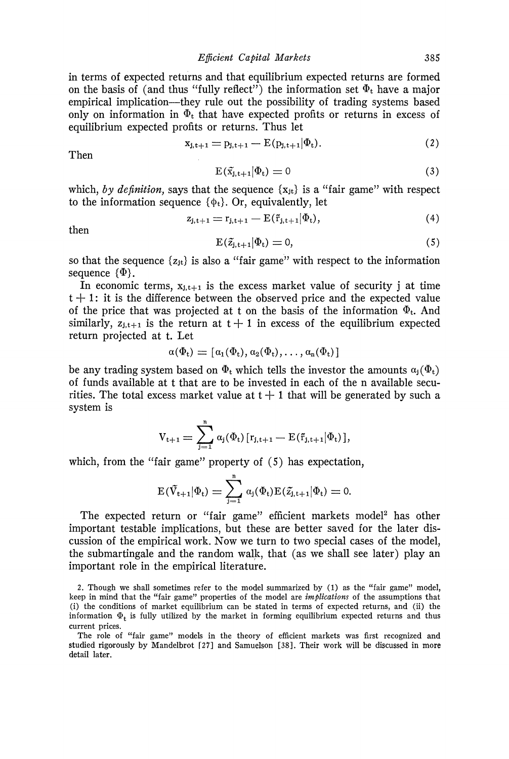in terms of expected returns and that equilibrium expected returns are formed on the basis of (and thus "fully reflect") the information set $\Phi_t$ have a major empirical implication—they rule out the possibility of trading systems based only on information in $\Phi_t$ that have expected profits or returns in excess of equilibrium expected profits or returns. Thus let

$$x_{j,t+1} = p_{j,t+1} - E(p_{j,t+1}|\Phi_t). \tag{2}$$

Then

$$E(\tilde{x}_{j,t+1}|\Phi_t) = 0 \tag{3}$$

which, *by definition*, says that the sequence $\{x_{jt}\}$ is a "fair game" with respect to the information sequence $\{\phi_t\}$. Or, equivalently, let

$$z_{j,t+1} = r_{j,t+1} - E(\tilde{r}_{j,t+1}|\Phi_t), \tag{4}$$

then

$$E(\tilde{z}_{j,t+1}|\Phi_t) = 0, \tag{5}$$

so that the sequence $\{z_{jt}\}$ is also a "fair game" with respect to the information sequence $\{\Phi\}$.

In economic terms, $x_{j,t+1}$ is the excess market value of security j at time $t + 1$: it is the difference between the observed price and the expected value of the price that was projected at t on the basis of the information $\Phi_t$. And similarly, $z_{j,t+1}$ is the return at $t + 1$ in excess of the equilibrium expected return projected at t. Let

$$\alpha(\Phi_t) = [\alpha_1(\Phi_t), \alpha_2(\Phi_t), \ldots, \alpha_n(\Phi_t)]$$

be any trading system based on $\Phi_t$ which tells the investor the amounts $\alpha_j(\Phi_t)$ of funds available at t that are to be invested in each of the n available securities. The total excess market value at $t + 1$ that will be generated by such a system is

$$V_{t+1} = \sum_{j=1}^{n} \alpha_j(\Phi_t)[r_{j,t+1} - E(\tilde{r}_{j,t+1}|\Phi_t)],$$

which, from the "fair game" property of (5) has expectation,

$$E(\tilde{V}_{t+1}|\Phi_t) = \sum_{j=1}^{n} \alpha_j(\Phi_t)E(\tilde{z}_{j,t+1}|\Phi_t) = 0.$$

The expected return or "fair game" efficient markets model[2] has other important testable implications, but these are better saved for the later discussion of the empirical work. Now we turn to two special cases of the model, the submartingale and the random walk, that (as we shall see later) play an important role in the empirical literature.

2. Though we shall sometimes refer to the model summarized by (1) as the "fair game" model, keep in mind that the "fair game" properties of the model are *implications* of the assumptions that (i) the conditions of market equilibrium can be stated in terms of expected returns, and (ii) the information $\Phi_t$ is fully utilized by the market in forming equilibrium expected returns and thus current prices.

The role of "fair game" models in the theory of efficient markets was first recognized and studied rigorously by Mandelbrot [27] and Samuelson [38]. Their work will be discussed in more detail later.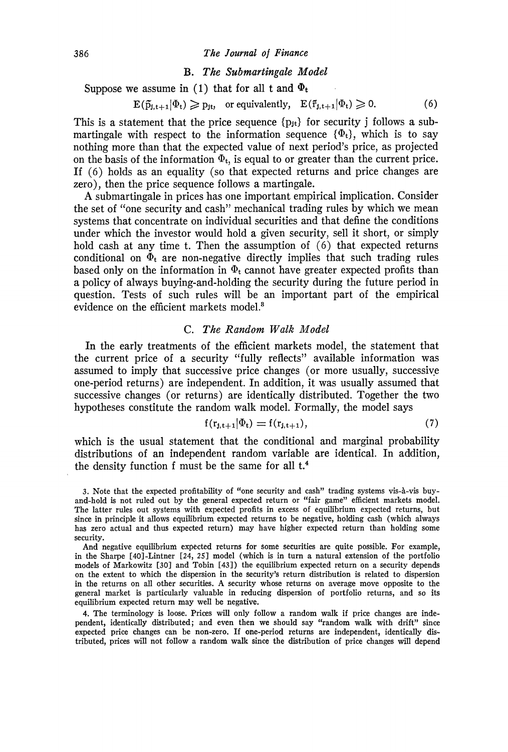### B. *The Submartingale Model*

Suppose we assume in (1) that for all t and $\Phi_t$

$$E(\tilde{p}_{j,t+1}|\Phi_t) \geqslant p_{jt}, \quad \text{or equivalently,} \quad E(\tilde{r}_{j,t+1}|\Phi_t) \geqslant 0. \tag{6}$$

This is a statement that the price sequence $\{p_{jt}\}$ for security j follows a submartingale with respect to the information sequence $\{\Phi_t\}$, which is to say nothing more than that the expected value of next period's price, as projected on the basis of the information $\Phi_t$, is equal to or greater than the current price. If (6) holds as an equality (so that expected returns and price changes are zero), then the price sequence follows a martingale.

A submartingale in prices has one important empirical implication. Consider the set of "one security and cash" mechanical trading rules by which we mean systems that concentrate on individual securities and that define the conditions under which the investor would hold a given security, sell it short, or simply hold cash at any time t. Then the assumption of (6) that expected returns conditional on $\Phi_t$ are non-negative directly implies that such trading rules based only on the information in $\Phi_t$ cannot have greater expected profits than a policy of always buying-and-holding the security during the future period in question. Tests of such rules will be an important part of the empirical evidence on the efficient markets model.[3]

### C. *The Random Walk Model*

In the early treatments of the efficient markets model, the statement that the current price of a security "fully reflects" available information was assumed to imply that successive price changes (or more usually, successive one-period returns) are independent. In addition, it was usually assumed that successive changes (or returns) are identically distributed. Together the two hypotheses constitute the random walk model. Formally, the model says

$$f(r_{j,t+1}|\Phi_t) = f(r_{j,t+1}), \tag{7}$$

which is the usual statement that the conditional and marginal probability distributions of an independent random variable are identical. In addition, the density function f must be the same for all t.[4]

3. Note that the expected profitability of "one security and cash" trading systems vis-à-vis buy-and-hold is not ruled out by the general expected return or "fair game" efficient markets model. The latter rules out systems with expected profits in excess of equilibrium expected returns, but since in principle it allows equilibrium expected returns to be negative, holding cash (which always has zero actual and thus expected return) may have higher expected return than holding some security.

And negative equilibrium expected returns for some securities are quite possible. For example, in the Sharpe [40]-Lintner [24, 25] model (which is in turn a natural extension of the portfolio models of Markowitz [30] and Tobin [43]) the equilibrium expected return on a security depends on the extent to which the dispersion in the security's return distribution is related to dispersion in the returns on all other securities. A security whose returns on average move opposite to the general market is particularly valuable in reducing dispersion of portfolio returns, and so its equilibrium expected return may well be negative.

4. The terminology is loose. Prices will only follow a random walk if price changes are independent, identically distributed; and even then we should say "random walk with drift" since expected price changes can be non-zero. If one-period returns are independent, identically distributed, prices will not follow a random walk since the distribution of price changes will depend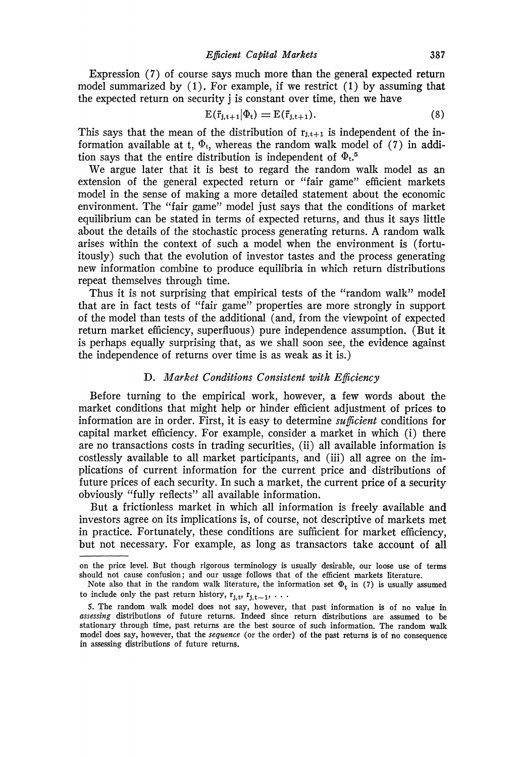Expression (7) of course says much more than the general expected return model summarized by (1). For example, if we restrict (1) by assuming that the expected return on security j is constant over time, then we have

$$E(\tilde{r}_{j,t+1}|\Phi_t) = E(\tilde{r}_{j,t+1}). \tag{8}$$

This says that the mean of the distribution of $r_{j,t+1}$ is independent of the information available at t, $\Phi_t$, whereas the random walk model of (7) in addition says that the entire distribution is independent of $\Phi_t$.[5]

We argue later that it is best to regard the random walk model as an extension of the general expected return or "fair game" efficient markets model in the sense of making a more detailed statement about the economic environment. The "fair game" model just says that the conditions of market equilibrium can be stated in terms of expected returns, and thus it says little about the details of the stochastic process generating returns. A random walk arises within the context of such a model when the environment is (fortuitously) such that the evolution of investor tastes and the process generating new information combine to produce equilibria in which return distributions repeat themselves through time.

Thus it is not surprising that empirical tests of the "random walk" model that are in fact tests of "fair game" properties are more strongly in support of the model than tests of the additional (and, from the viewpoint of expected return market efficiency, superfluous) pure independence assumption. (But it is perhaps equally surprising that, as we shall soon see, the evidence against the independence of returns over time is as weak as it is.)

### D. *Market Conditions Consistent with Efficiency*

Before turning to the empirical work, however, a few words about the market conditions that might help or hinder efficient adjustment of prices to information are in order. First, it is easy to determine *sufficient* conditions for capital market efficiency. For example, consider a market in which (i) there are no transactions costs in trading securities, (ii) all available information is costlessly available to all market participants, and (iii) all agree on the implications of current information for the current price and distributions of future prices of each security. In such a market, the current price of a security obviously "fully reflects" all available information.

But a frictionless market in which all information is freely available and investors agree on its implications is, of course, not descriptive of markets met in practice. Fortunately, these conditions are sufficient for market efficiency, but not necessary. For example, as long as transactors take account of all

---

on the price level. But though rigorous terminology is usually desirable, our loose use of terms should not cause confusion; and our usage follows that of the efficient markets literature.

Note also that in the random walk literature, the information set $\Phi_t$ in (7) is usually assumed to include only the past return history, $r_{j,t}, r_{j,t-1}, \ldots$

5. The random walk model does not say, however, that past information is of no value in *assessing* distributions of future returns. Indeed since return distributions are assumed to be stationary through time, past returns are the best source of such information. The random walk model does say, however, that the *sequence* (or the order) of the past returns is of no consequence in assessing distributions of future returns.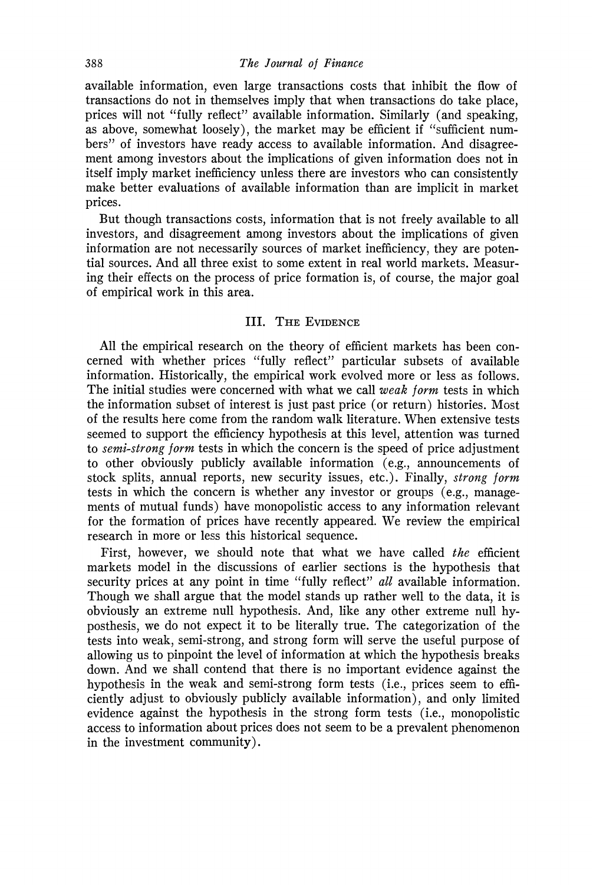available information, even large transactions costs that inhibit the flow of transactions do not in themselves imply that when transactions do take place, prices will not "fully reflect" available information. Similarly (and speaking, as above, somewhat loosely), the market may be efficient if "sufficient numbers" of investors have ready access to available information. And disagreement among investors about the implications of given information does not in itself imply market inefficiency unless there are investors who can consistently make better evaluations of available information than are implicit in market prices.

But though transactions costs, information that is not freely available to all investors, and disagreement among investors about the implications of given information are not necessarily sources of market inefficiency, they are potential sources. And all three exist to some extent in real world markets. Measuring their effects on the process of price formation is, of course, the major goal of empirical work in this area.

## III. The Evidence

All the empirical research on the theory of efficient markets has been concerned with whether prices "fully reflect" particular subsets of available information. Historically, the empirical work evolved more or less as follows. The initial studies were concerned with what we call *weak form* tests in which the information subset of interest is just past price (or return) histories. Most of the results here come from the random walk literature. When extensive tests seemed to support the efficiency hypothesis at this level, attention was turned to *semi-strong form* tests in which the concern is the speed of price adjustment to other obviously publicly available information (e.g., announcements of stock splits, annual reports, new security issues, etc.). Finally, *strong form* tests in which the concern is whether any investor or groups (e.g., managements of mutual funds) have monopolistic access to any information relevant for the formation of prices have recently appeared. We review the empirical research in more or less this historical sequence.

First, however, we should note that what we have called *the* efficient markets model in the discussions of earlier sections is the hypothesis that security prices at any point in time "fully reflect" *all* available information. Though we shall argue that the model stands up rather well to the data, it is obviously an extreme null hypothesis. And, like any other extreme null hyposthesis, we do not expect it to be literally true. The categorization of the tests into weak, semi-strong, and strong form will serve the useful purpose of allowing us to pinpoint the level of information at which the hypothesis breaks down. And we shall contend that there is no important evidence against the hypothesis in the weak and semi-strong form tests (i.e., prices seem to efficiently adjust to obviously publicly available information), and only limited evidence against the hypothesis in the strong form tests (i.e., monopolistic access to information about prices does not seem to be a prevalent phenomenon in the investment community).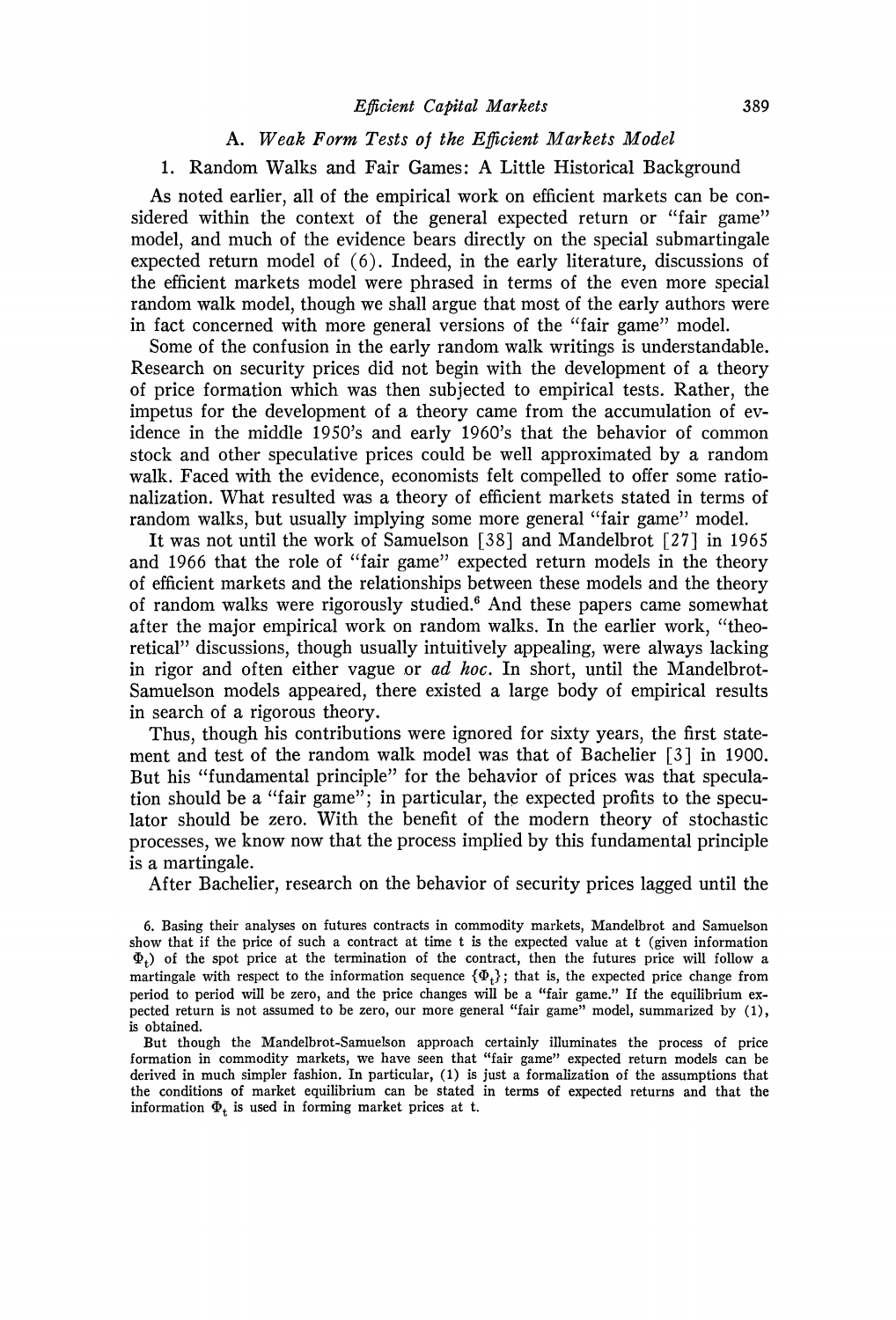## A. *Weak Form Tests of the Efficient Markets Model*

### 1. Random Walks and Fair Games: A Little Historical Background

As noted earlier, all of the empirical work on efficient markets can be considered within the context of the general expected return or "fair game" model, and much of the evidence bears directly on the special submartingale expected return model of (6). Indeed, in the early literature, discussions of the efficient markets model were phrased in terms of the even more special random walk model, though we shall argue that most of the early authors were in fact concerned with more general versions of the "fair game" model.

Some of the confusion in the early random walk writings is understandable. Research on security prices did not begin with the development of a theory of price formation which was then subjected to empirical tests. Rather, the impetus for the development of a theory came from the accumulation of evidence in the middle 1950's and early 1960's that the behavior of common stock and other speculative prices could be well approximated by a random walk. Faced with the evidence, economists felt compelled to offer some rationalization. What resulted was a theory of efficient markets stated in terms of random walks, but usually implying some more general "fair game" model.

It was not until the work of Samuelson [38] and Mandelbrot [27] in 1965 and 1966 that the role of "fair game" expected return models in the theory of efficient markets and the relationships between these models and the theory of random walks were rigorously studied.[6] And these papers came somewhat after the major empirical work on random walks. In the earlier work, "theoretical" discussions, though usually intuitively appealing, were always lacking in rigor and often either vague or *ad hoc*. In short, until the Mandelbrot-Samuelson models appeared, there existed a large body of empirical results in search of a rigorous theory.

Thus, though his contributions were ignored for sixty years, the first statement and test of the random walk model was that of Bachelier [3] in 1900. But his "fundamental principle" for the behavior of prices was that speculation should be a "fair game"; in particular, the expected profits to the speculator should be zero. With the benefit of the modern theory of stochastic processes, we know now that the process implied by this fundamental principle is a martingale.

After Bachelier, research on the behavior of security prices lagged until the

---

6. Basing their analyses on futures contracts in commodity markets, Mandelbrot and Samuelson show that if the price of such a contract at time t is the expected value at t (given information $\Phi_t$) of the spot price at the termination of the contract, then the futures price will follow a martingale with respect to the information sequence $\{\Phi_t\}$; that is, the expected price change from period to period will be zero, and the price changes will be a "fair game." If the equilibrium expected return is not assumed to be zero, our more general "fair game" model, summarized by (1), is obtained.

But though the Mandelbrot-Samuelson approach certainly illuminates the process of price formation in commodity markets, we have seen that "fair game" expected return models can be derived in much simpler fashion. In particular, (1) is just a formalization of the assumptions that the conditions of market equilibrium can be stated in terms of expected returns and that the information $\Phi_t$ is used in forming market prices at t.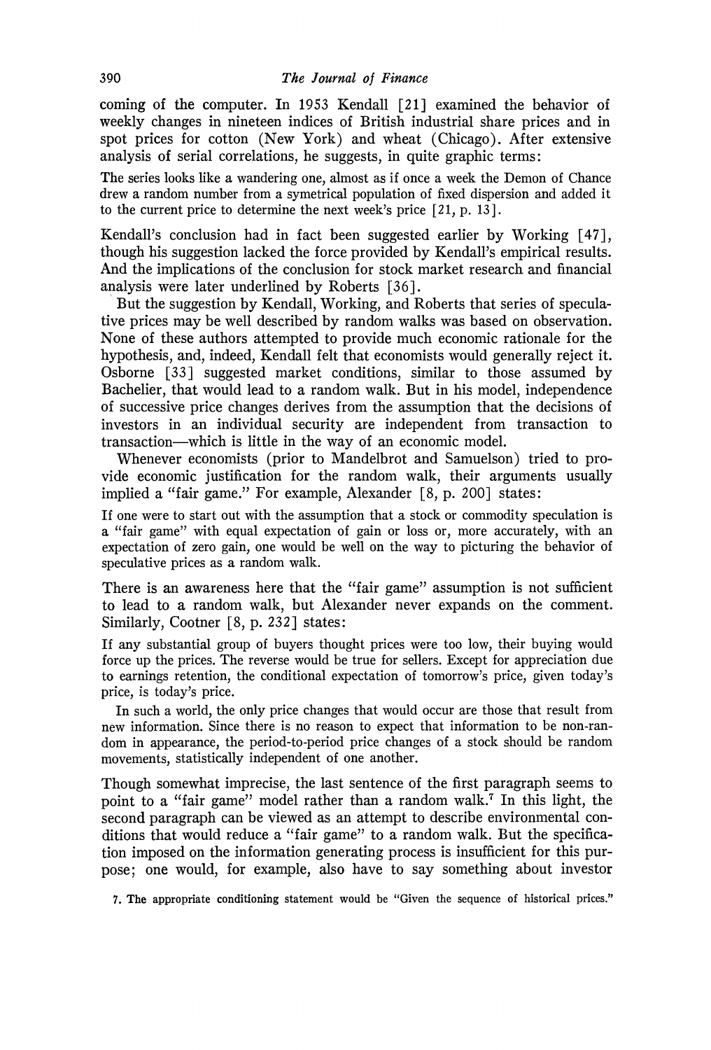coming of the computer. In 1953 Kendall [21] examined the behavior of weekly changes in nineteen indices of British industrial share prices and in spot prices for cotton (New York) and wheat (Chicago). After extensive analysis of serial correlations, he suggests, in quite graphic terms:

> The series looks like a wandering one, almost as if once a week the Demon of Chance drew a random number from a symetrical population of fixed dispersion and added it to the current price to determine the next week's price [21, p. 13].

Kendall's conclusion had in fact been suggested earlier by Working [47], though his suggestion lacked the force provided by Kendall's empirical results. And the implications of the conclusion for stock market research and financial analysis were later underlined by Roberts [36].

But the suggestion by Kendall, Working, and Roberts that series of speculative prices may be well described by random walks was based on observation. None of these authors attempted to provide much economic rationale for the hypothesis, and, indeed, Kendall felt that economists would generally reject it. Osborne [33] suggested market conditions, similar to those assumed by Bachelier, that would lead to a random walk. But in his model, independence of successive price changes derives from the assumption that the decisions of investors in an individual security are independent from transaction to transaction—which is little in the way of an economic model.

Whenever economists (prior to Mandelbrot and Samuelson) tried to provide economic justification for the random walk, their arguments usually implied a "fair game." For example, Alexander [8, p. 200] states:

> If one were to start out with the assumption that a stock or commodity speculation is a "fair game" with equal expectation of gain or loss or, more accurately, with an expectation of zero gain, one would be well on the way to picturing the behavior of speculative prices as a random walk.

There is an awareness here that the "fair game" assumption is not sufficient to lead to a random walk, but Alexander never expands on the comment. Similarly, Cootner [8, p. 232] states:

> If any substantial group of buyers thought prices were too low, their buying would force up the prices. The reverse would be true for sellers. Except for appreciation due to earnings retention, the conditional expectation of tomorrow's price, given today's price, is today's price.
>
> In such a world, the only price changes that would occur are those that result from new information. Since there is no reason to expect that information to be non-random in appearance, the period-to-period price changes of a stock should be random movements, statistically independent of one another.

Though somewhat imprecise, the last sentence of the first paragraph seems to point to a "fair game" model rather than a random walk.[7] In this light, the second paragraph can be viewed as an attempt to describe environmental conditions that would reduce a "fair game" to a random walk. But the specification imposed on the information generating process is insufficient for this purpose; one would, for example, also have to say something about investor

7. The appropriate conditioning statement would be "Given the sequence of historical prices."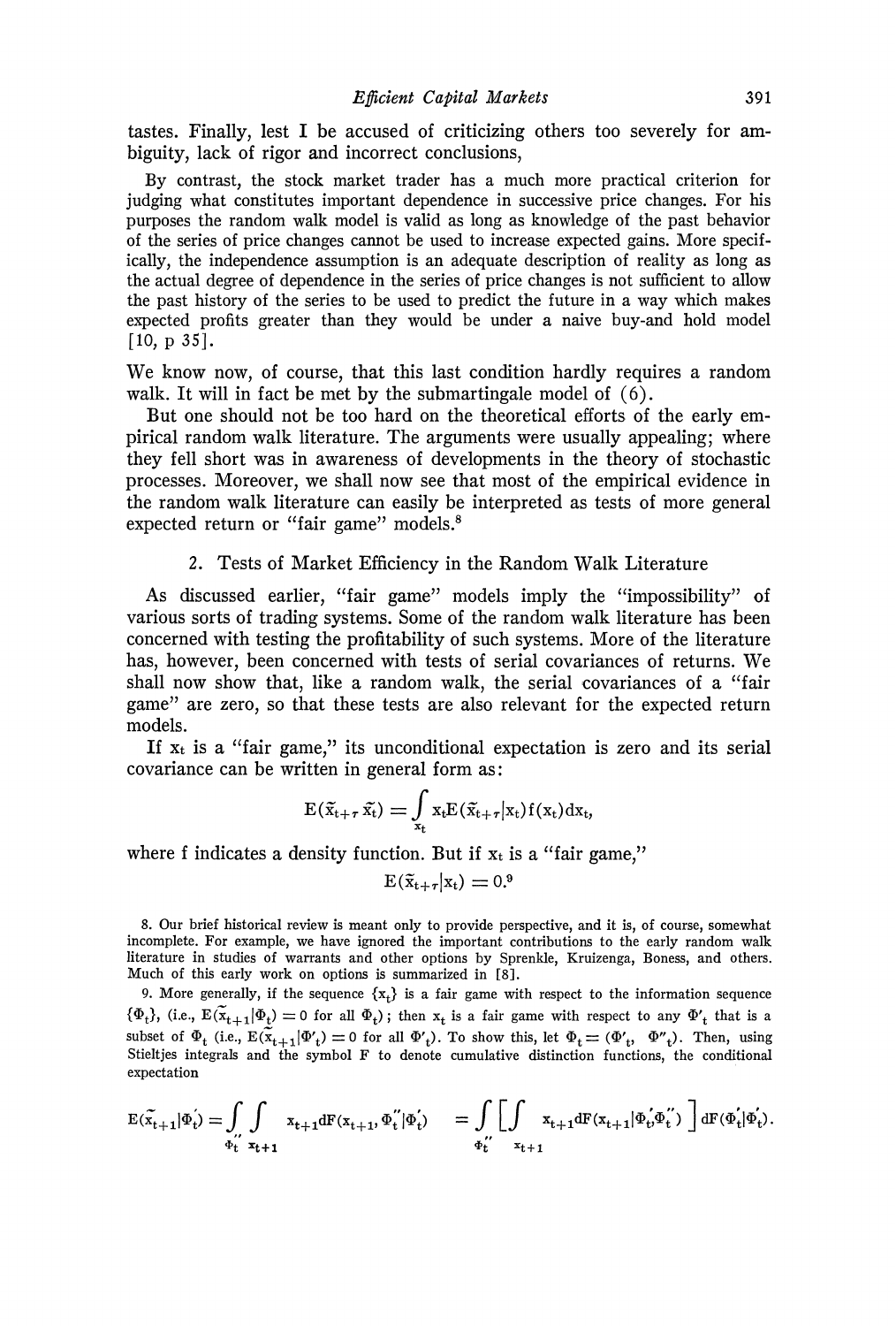tastes. Finally, lest I be accused of criticizing others too severely for ambiguity, lack of rigor and incorrect conclusions,

> By contrast, the stock market trader has a much more practical criterion for judging what constitutes important dependence in successive price changes. For his purposes the random walk model is valid as long as knowledge of the past behavior of the series of price changes cannot be used to increase expected gains. More specifically, the independence assumption is an adequate description of reality as long as the actual degree of dependence in the series of price changes is not sufficient to allow the past history of the series to be used to predict the future in a way which makes expected profits greater than they would be under a naive buy-and hold model [10, p 35].

We know now, of course, that this last condition hardly requires a random walk. It will in fact be met by the submartingale model of (6).

But one should not be too hard on the theoretical efforts of the early empirical random walk literature. The arguments were usually appealing; where they fell short was in awareness of developments in the theory of stochastic processes. Moreover, we shall now see that most of the empirical evidence in the random walk literature can easily be interpreted as tests of more general expected return or "fair game" models.[8]

## 2. Tests of Market Efficiency in the Random Walk Literature

As discussed earlier, "fair game" models imply the "impossibility" of various sorts of trading systems. Some of the random walk literature has been concerned with testing the profitability of such systems. More of the literature has, however, been concerned with tests of serial covariances of returns. We shall now show that, like a random walk, the serial covariances of a "fair game" are zero, so that these tests are also relevant for the expected return models.

If $x_t$ is a "fair game," its unconditional expectation is zero and its serial covariance can be written in general form as:

$$E(\tilde{x}_{t+\tau}\,\tilde{x}_t) = \int_{x_t} x_t E(\tilde{x}_{t+\tau}|x_t) f(x_t) dx_t,$$

where f indicates a density function. But if $x_t$ is a "fair game,"

$$E(\tilde{x}_{t+\tau}|x_t) = 0.^{9}$$

8. Our brief historical review is meant only to provide perspective, and it is, of course, somewhat incomplete. For example, we have ignored the important contributions to the early random walk literature in studies of warrants and other options by Sprenkle, Kruizenga, Boness, and others. Much of this early work on options is summarized in [8].

9. More generally, if the sequence $\{x_t\}$ is a fair game with respect to the information sequence $\{\Phi_t\}$, (i.e., $E(\tilde{x}_{t+1}|\Phi_t) = 0$ for all $\Phi_t$); then $x_t$ is a fair game with respect to any $\Phi'_t$ that is a subset of $\Phi_t$ (i.e., $E(\tilde{x}_{t+1}|\Phi'_t) = 0$ for all $\Phi'_t$). To show this, let $\Phi_t = (\Phi'_t, \Phi''_t)$. Then, using Stieltjes integrals and the symbol F to denote cumulative distinction functions, the conditional expectation

$$E(\tilde{x}_{t+1}|\Phi'_t) = \int_{\Phi''_t}\int_{x_{t+1}} x_{t+1} dF(x_{t+1}, \Phi''_t|\Phi'_t) = \int_{\Phi''_t}\left[\int_{x_{t+1}} x_{t+1} dF(x_{t+1}|\Phi'_t, \Phi''_t)\right] dF(\Phi''_t|\Phi'_t).$$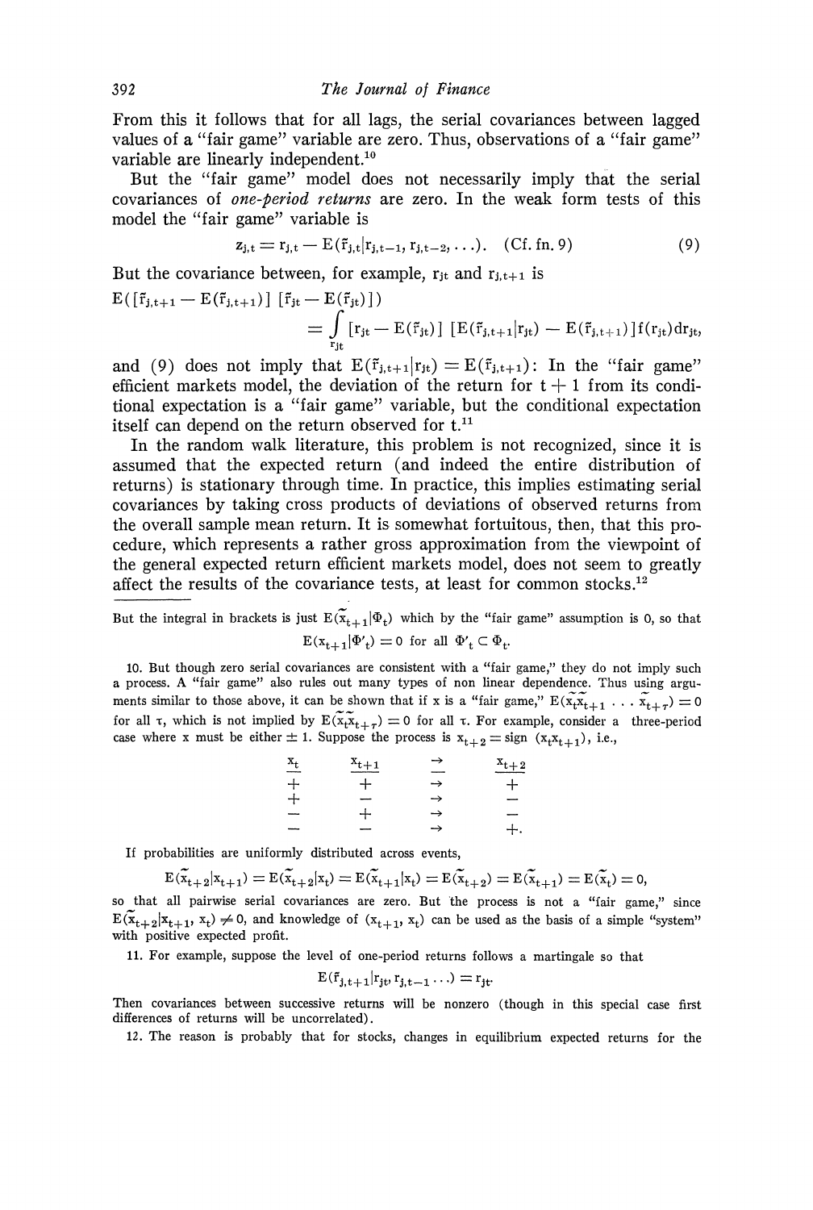From this it follows that for all lags, the serial covariances between lagged values of a "fair game" variable are zero. Thus, observations of a "fair game" variable are linearly independent.[10]

But the "fair game" model does not necessarily imply that the serial covariances of *one-period returns* are zero. In the weak form tests of this model the "fair game" variable is

$$z_{j,t} = r_{j,t} - E(\tilde{r}_{j,t}|r_{j,t-1}, r_{j,t-2}, \ldots). \quad \text{(Cf. fn. 9)} \tag{9}$$

But the covariance between, for example, $r_{jt}$ and $r_{j,t+1}$ is

$$E([\tilde{r}_{j,t+1} - E(\tilde{r}_{j,t+1})][\tilde{r}_{jt} - E(\tilde{r}_{jt})]) = \int_{r_{jt}} [r_{jt} - E(\tilde{r}_{jt})][E(\tilde{r}_{j,t+1}|r_{jt}) - E(\tilde{r}_{j,t+1})] f(r_{jt}) dr_{jt},$$

and (9) does not imply that $E(\tilde{r}_{j,t+1}|r_{jt}) = E(\tilde{r}_{j,t+1})$: In the "fair game" efficient markets model, the deviation of the return for $t + 1$ from its conditional expectation is a "fair game" variable, but the conditional expectation itself can depend on the return observed for t.[11]

In the random walk literature, this problem is not recognized, since it is assumed that the expected return (and indeed the entire distribution of returns) is stationary through time. In practice, this implies estimating serial covariances by taking cross products of deviations of observed returns from the overall sample mean return. It is somewhat fortuitous, then, that this procedure, which represents a rather gross approximation from the viewpoint of the general expected return efficient markets model, does not seem to greatly affect the results of the covariance tests, at least for common stocks.[12]

---

But the integral in brackets is just $E(\tilde{x}_{t+1}|\Phi_t)$ which by the "fair game" assumption is 0, so that

$$E(x_{t+1}|\Phi'_t) = 0 \text{ for all } \Phi'_t \subset \Phi_t.$$

10. But though zero serial covariances are consistent with a "fair game," they do not imply such a process. A "fair game" also rules out many types of non linear dependence. Thus using arguments similar to those above, it can be shown that if x is a "fair game," $E(\tilde{x}_t\tilde{x}_{t+1} \ldots \tilde{x}_{t+\tau}) = 0$ for all $\tau$, which is not implied by $E(\tilde{x}_t\tilde{x}_{t+\tau}) = 0$ for all $\tau$. For example, consider a three-period case where x must be either $\pm 1$. Suppose the process is $x_{t+2} = \text{sign}(x_t x_{t+1})$, i.e.,

| $x_t$ | $x_{t+1}$ | $\rightarrow$ | $x_{t+2}$ |
|---|---|---|---|
| + | + | $\rightarrow$ | + |
| + | − | $\rightarrow$ | − |
| − | + | $\rightarrow$ | − |
| − | − | $\rightarrow$ | +. |

If probabilities are uniformly distributed across events,

$$E(\tilde{x}_{t+2}|x_{t+1}) = E(\tilde{x}_{t+2}|x_t) = E(\tilde{x}_{t+1}|x_t) = E(\tilde{x}_{t+2}) = E(\tilde{x}_{t+1}) = E(\tilde{x}_t) = 0,$$

so that all pairwise serial covariances are zero. But the process is not a "fair game," since $E(\tilde{x}_{t+2}|x_{t+1}, x_t) \neq 0$, and knowledge of $(x_{t+1}, x_t)$ can be used as the basis of a simple "system" with positive expected profit.

11. For example, suppose the level of one-period returns follows a martingale so that

$$E(\tilde{r}_{j,t+1}|r_{jt}, r_{j,t-1} \ldots) = r_{jt}.$$

Then covariances between successive returns will be nonzero (though in this special case first differences of returns will be uncorrelated).

12. The reason is probably that for stocks, changes in equilibrium expected returns for the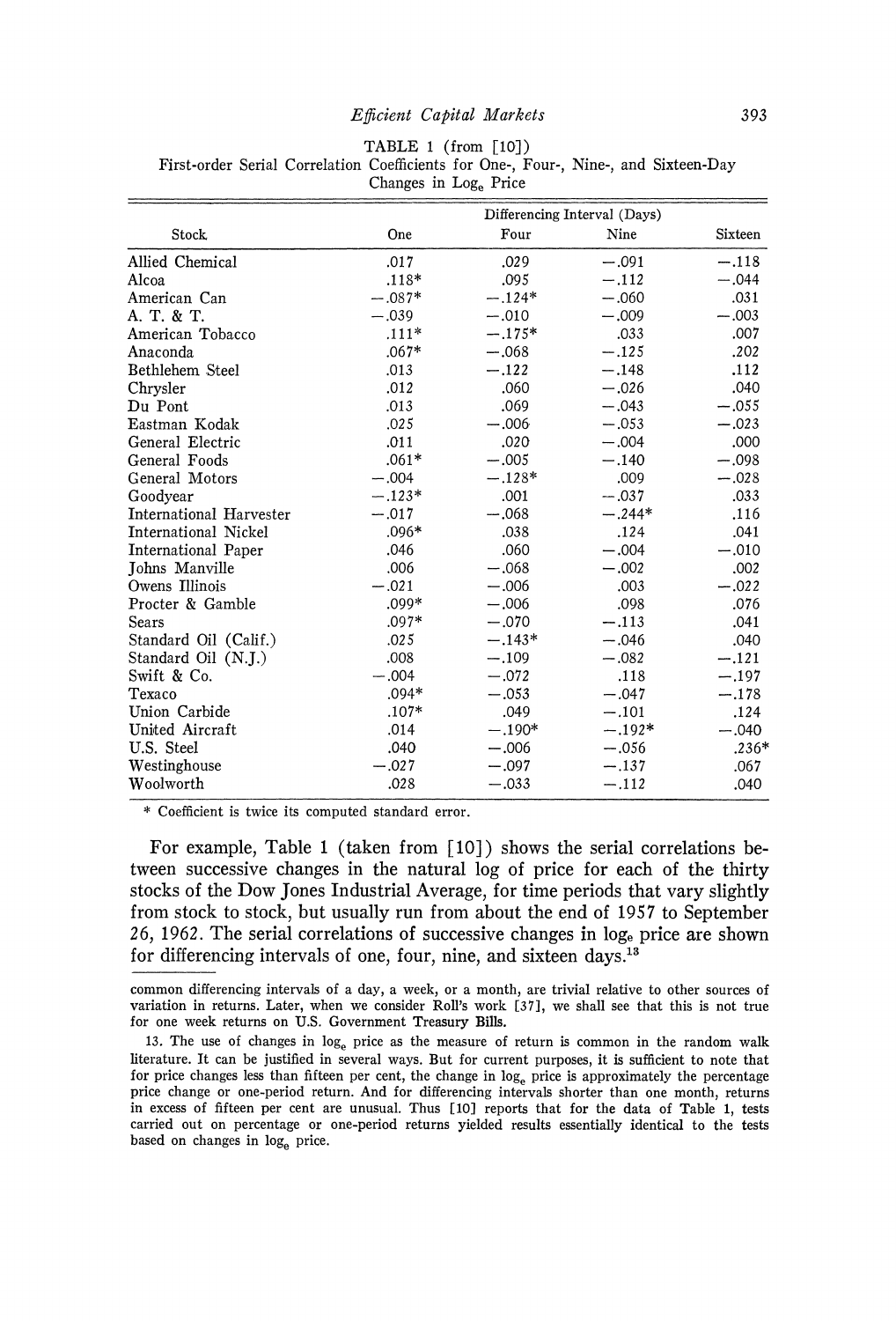TABLE 1 (from [10])
First-order Serial Correlation Coefficients for One-, Four-, Nine-, and Sixteen-Day Changes in $\log_e$ Price

| Stock | Differencing Interval (Days) | | | |
|---|---|---|---|---|
| | One | Four | Nine | Sixteen |
| Allied Chemical | .017 | .029 | −.091 | −.118 |
| Alcoa | .118* | .095 | −.112 | −.044 |
| American Can | −.087* | −.124* | −.060 | .031 |
| A. T. & T. | −.039 | −.010 | −.009 | −.003 |
| American Tobacco | .111* | −.175* | .033 | .007 |
| Anaconda | .067* | −.068 | −.125 | .202 |
| Bethlehem Steel | .013 | −.122 | −.148 | .112 |
| Chrysler | .012 | .060 | −.026 | .040 |
| Du Pont | .013 | .069 | −.043 | −.055 |
| Eastman Kodak | .025 | −.006 | −.053 | −.023 |
| General Electric | .011 | .020 | −.004 | .000 |
| General Foods | .061* | −.005 | −.140 | −.098 |
| General Motors | −.004 | −.128* | .009 | −.028 |
| Goodyear | −.123* | .001 | −.037 | .033 |
| International Harvester | −.017 | −.068 | −.244* | .116 |
| International Nickel | .096* | .038 | .124 | .041 |
| International Paper | .046 | .060 | −.004 | −.010 |
| Johns Manville | .006 | −.068 | −.002 | .002 |
| Owens Illinois | −.021 | −.006 | .003 | −.022 |
| Procter & Gamble | .099* | −.006 | .098 | .076 |
| Sears | .097* | −.070 | −.113 | .041 |
| Standard Oil (Calif.) | .025 | −.143* | −.046 | .040 |
| Standard Oil (N.J.) | .008 | −.109 | −.082 | −.121 |
| Swift & Co. | −.004 | −.072 | .118 | −.197 |
| Texaco | .094* | −.053 | −.047 | −.178 |
| Union Carbide | .107* | .049 | −.101 | .124 |
| United Aircraft | .014 | −.190* | −.192* | −.040 |
| U.S. Steel | .040 | −.006 | −.056 | .236* |
| Westinghouse | −.027 | −.097 | −.137 | .067 |
| Woolworth | .028 | −.033 | −.112 | .040 |

\* Coefficient is twice its computed standard error.

For example, Table 1 (taken from [10]) shows the serial correlations between successive changes in the natural log of price for each of the thirty stocks of the Dow Jones Industrial Average, for time periods that vary slightly from stock to stock, but usually run from about the end of 1957 to September 26, 1962. The serial correlations of successive changes in $\log_e$ price are shown for differencing intervals of one, four, nine, and sixteen days.[13]

common differencing intervals of a day, a week, or a month, are trivial relative to other sources of variation in returns. Later, when we consider Roll's work [37], we shall see that this is not true for one week returns on U.S. Government Treasury Bills.

13. The use of changes in $\log_e$ price as the measure of return is common in the random walk literature. It can be justified in several ways. But for current purposes, it is sufficient to note that for price changes less than fifteen per cent, the change in $\log_e$ price is approximately the percentage price change or one-period return. And for differencing intervals shorter than one month, returns in excess of fifteen per cent are unusual. Thus [10] reports that for the data of Table 1, tests carried out on percentage or one-period returns yielded results essentially identical to the tests based on changes in $\log_e$ price.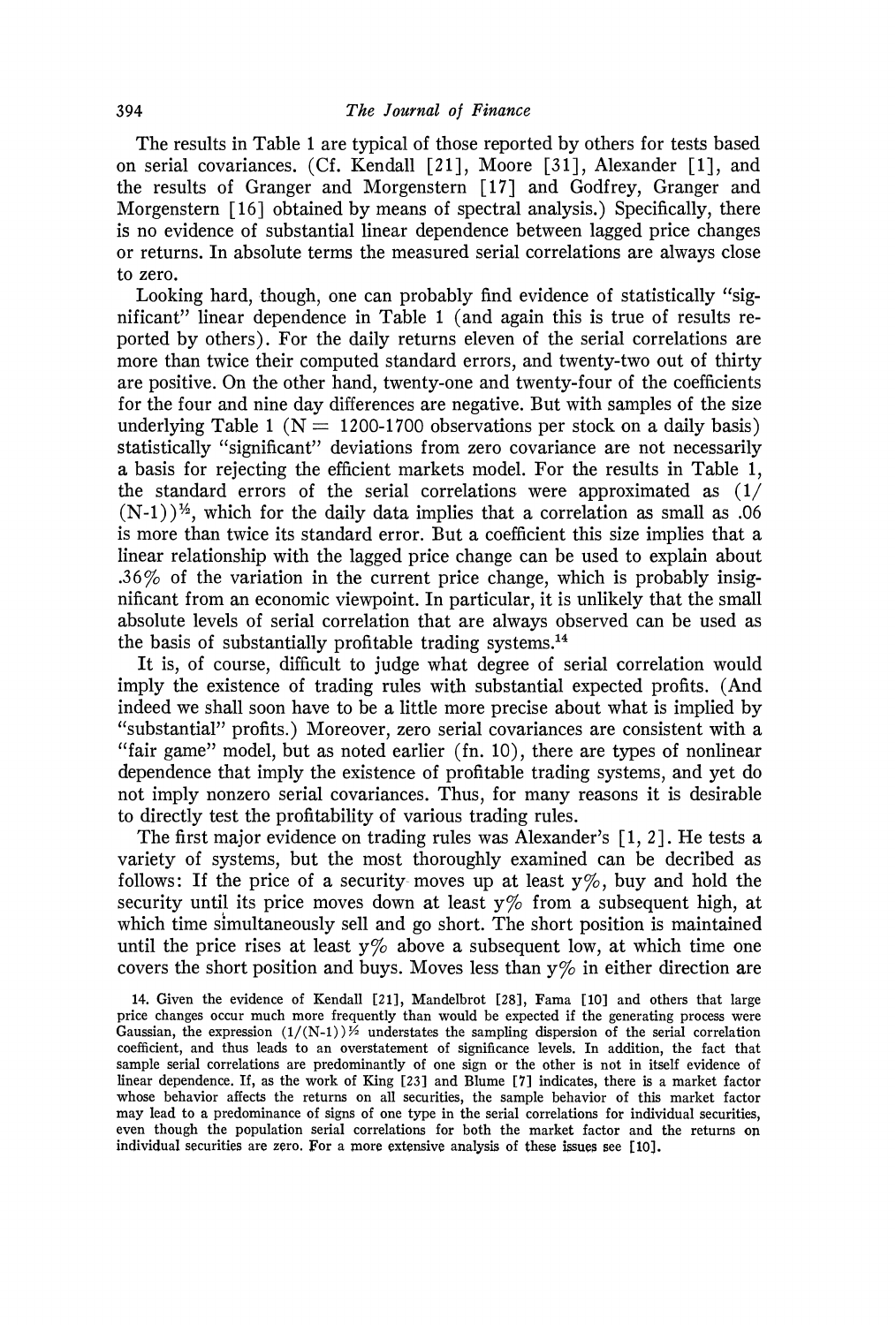The results in Table 1 are typical of those reported by others for tests based on serial covariances. (Cf. Kendall [21], Moore [31], Alexander [1], and the results of Granger and Morgenstern [17] and Godfrey, Granger and Morgenstern [16] obtained by means of spectral analysis.) Specifically, there is no evidence of substantial linear dependence between lagged price changes or returns. In absolute terms the measured serial correlations are always close to zero.

Looking hard, though, one can probably find evidence of statistically "significant" linear dependence in Table 1 (and again this is true of results reported by others). For the daily returns eleven of the serial correlations are more than twice their computed standard errors, and twenty-two out of thirty are positive. On the other hand, twenty-one and twenty-four of the coefficients for the four and nine day differences are negative. But with samples of the size underlying Table 1 ($N = 1200$-$1700$ observations per stock on a daily basis) statistically "significant" deviations from zero covariance are not necessarily a basis for rejecting the efficient markets model. For the results in Table 1, the standard errors of the serial correlations were approximated as $(1/(N-1))^{1/2}$, which for the daily data implies that a correlation as small as .06 is more than twice its standard error. But a coefficient this size implies that a linear relationship with the lagged price change can be used to explain about .36% of the variation in the current price change, which is probably insignificant from an economic viewpoint. In particular, it is unlikely that the small absolute levels of serial correlation that are always observed can be used as the basis of substantially profitable trading systems.[14]

It is, of course, difficult to judge what degree of serial correlation would imply the existence of trading rules with substantial expected profits. (And indeed we shall soon have to be a little more precise about what is implied by "substantial" profits.) Moreover, zero serial covariances are consistent with a "fair game" model, but as noted earlier (fn. 10), there are types of nonlinear dependence that imply the existence of profitable trading systems, and yet do not imply nonzero serial covariances. Thus, for many reasons it is desirable to directly test the profitability of various trading rules.

The first major evidence on trading rules was Alexander's [1, 2]. He tests a variety of systems, but the most thoroughly examined can be decribed as follows: If the price of a security moves up at least y%, buy and hold the security until its price moves down at least y% from a subsequent high, at which time simultaneously sell and go short. The short position is maintained until the price rises at least y% above a subsequent low, at which time one covers the short position and buys. Moves less than y% in either direction are

14. Given the evidence of Kendall [21], Mandelbrot [28], Fama [10] and others that large price changes occur much more frequently than would be expected if the generating process were Gaussian, the expression $(1/(N-1))^{1/2}$ understates the sampling dispersion of the serial correlation coefficient, and thus leads to an overstatement of significance levels. In addition, the fact that sample serial correlations are predominantly of one sign or the other is not in itself evidence of linear dependence. If, as the work of King [23] and Blume [7] indicates, there is a market factor whose behavior affects the returns on all securities, the sample behavior of this market factor may lead to a predominance of signs of one type in the serial correlations for individual securities, even though the population serial correlations for both the market factor and the returns on individual securities are zero. For a more extensive analysis of these issues see [10].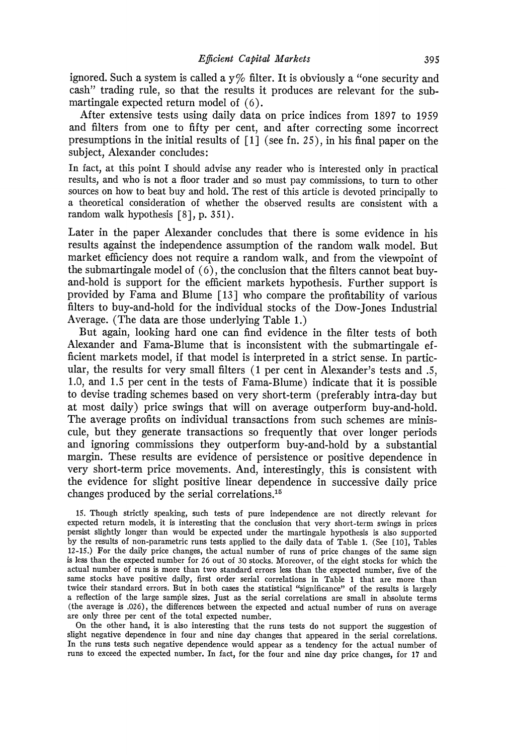ignored. Such a system is called a y% filter. It is obviously a "one security and cash" trading rule, so that the results it produces are relevant for the submartingale expected return model of (6).

After extensive tests using daily data on price indices from 1897 to 1959 and filters from one to fifty per cent, and after correcting some incorrect presumptions in the initial results of [1] (see fn. 25), in his final paper on the subject, Alexander concludes:

> In fact, at this point I should advise any reader who is interested only in practical results, and who is not a floor trader and so must pay commissions, to turn to other sources on how to beat buy and hold. The rest of this article is devoted principally to a theoretical consideration of whether the observed results are consistent with a random walk hypothesis [8], p. 351).

Later in the paper Alexander concludes that there is some evidence in his results against the independence assumption of the random walk model. But market efficiency does not require a random walk, and from the viewpoint of the submartingale model of (6), the conclusion that the filters cannot beat buy-and-hold is support for the efficient markets hypothesis. Further support is provided by Fama and Blume [13] who compare the profitability of various filters to buy-and-hold for the individual stocks of the Dow-Jones Industrial Average. (The data are those underlying Table 1.)

But again, looking hard one can find evidence in the filter tests of both Alexander and Fama-Blume that is inconsistent with the submartingale efficient markets model, if that model is interpreted in a strict sense. In particular, the results for very small filters (1 per cent in Alexander's tests and .5, 1.0, and 1.5 per cent in the tests of Fama-Blume) indicate that it is possible to devise trading schemes based on very short-term (preferably intra-day but at most daily) price swings that will on average outperform buy-and-hold. The average profits on individual transactions from such schemes are miniscule, but they generate transactions so frequently that over longer periods and ignoring commissions they outperform buy-and-hold by a substantial margin. These results are evidence of persistence or positive dependence in very short-term price movements. And, interestingly, this is consistent with the evidence for slight positive linear dependence in successive daily price changes produced by the serial correlations.[15]

15. Though strictly speaking, such tests of pure independence are not directly relevant for expected return models, it is interesting that the conclusion that very short-term swings in prices persist slightly longer than would be expected under the martingale hypothesis is also supported by the results of non-parametric runs tests applied to the daily data of Table 1. (See [10], Tables 12-15.) For the daily price changes, the actual number of runs of price changes of the same sign is less than the expected number for 26 out of 30 stocks. Moreover, of the eight stocks for which the actual number of runs is more than two standard errors less than the expected number, five of the same stocks have positive daily, first order serial correlations in Table 1 that are more than twice their standard errors. But in both cases the statistical "significance" of the results is largely a reflection of the large sample sizes. Just as the serial correlations are small in absolute terms (the average is .026), the differences between the expected and actual number of runs on average are only three per cent of the total expected number.

On the other hand, it is also interesting that the runs tests do not support the suggestion of slight negative dependence in four and nine day changes that appeared in the serial correlations. In the runs tests such negative dependence would appear as a tendency for the actual number of runs to exceed the expected number. In fact, for the four and nine day price changes, for 17 and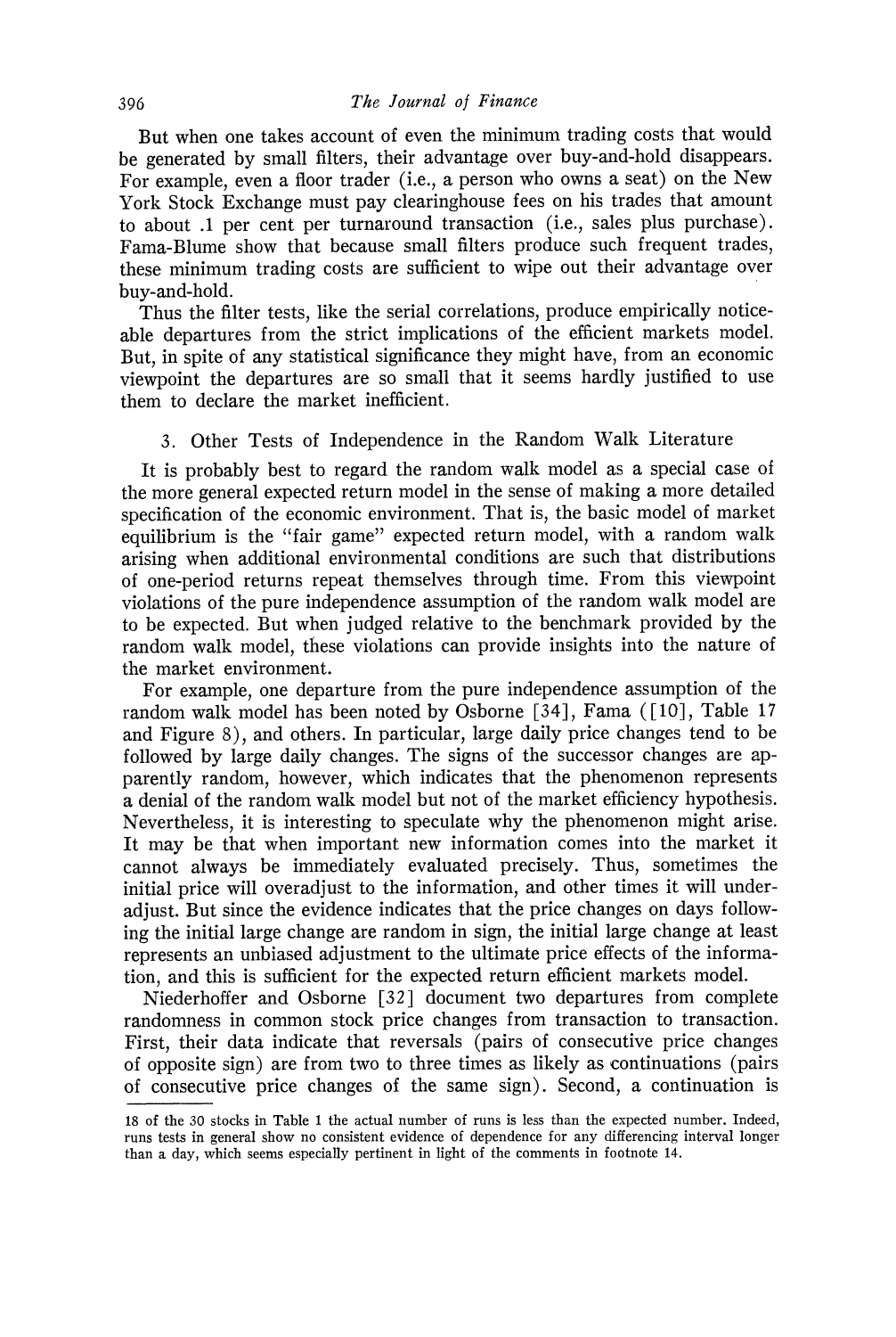But when one takes account of even the minimum trading costs that would be generated by small filters, their advantage over buy-and-hold disappears. For example, even a floor trader (i.e., a person who owns a seat) on the New York Stock Exchange must pay clearinghouse fees on his trades that amount to about .1 per cent per turnaround transaction (i.e., sales plus purchase). Fama-Blume show that because small filters produce such frequent trades, these minimum trading costs are sufficient to wipe out their advantage over buy-and-hold.

Thus the filter tests, like the serial correlations, produce empirically noticeable departures from the strict implications of the efficient markets model. But, in spite of any statistical significance they might have, from an economic viewpoint the departures are so small that it seems hardly justified to use them to declare the market inefficient.

### 3. Other Tests of Independence in the Random Walk Literature

It is probably best to regard the random walk model as a special case of the more general expected return model in the sense of making a more detailed specification of the economic environment. That is, the basic model of market equilibrium is the "fair game" expected return model, with a random walk arising when additional environmental conditions are such that distributions of one-period returns repeat themselves through time. From this viewpoint violations of the pure independence assumption of the random walk model are to be expected. But when judged relative to the benchmark provided by the random walk model, these violations can provide insights into the nature of the market environment.

For example, one departure from the pure independence assumption of the random walk model has been noted by Osborne [34], Fama ([10], Table 17 and Figure 8), and others. In particular, large daily price changes tend to be followed by large daily changes. The signs of the successor changes are apparently random, however, which indicates that the phenomenon represents a denial of the random walk model but not of the market efficiency hypothesis. Nevertheless, it is interesting to speculate why the phenomenon might arise. It may be that when important new information comes into the market it cannot always be immediately evaluated precisely. Thus, sometimes the initial price will overadjust to the information, and other times it will underadjust. But since the evidence indicates that the price changes on days following the initial large change are random in sign, the initial large change at least represents an unbiased adjustment to the ultimate price effects of the information, and this is sufficient for the expected return efficient markets model.

Niederhoffer and Osborne [32] document two departures from complete randomness in common stock price changes from transaction to transaction. First, their data indicate that reversals (pairs of consecutive price changes of opposite sign) are from two to three times as likely as continuations (pairs of consecutive price changes of the same sign). Second, a continuation is

---

18 of the 30 stocks in Table 1 the actual number of runs is less than the expected number. Indeed, runs tests in general show no consistent evidence of dependence for any differencing interval longer than a day, which seems especially pertinent in light of the comments in footnote 14.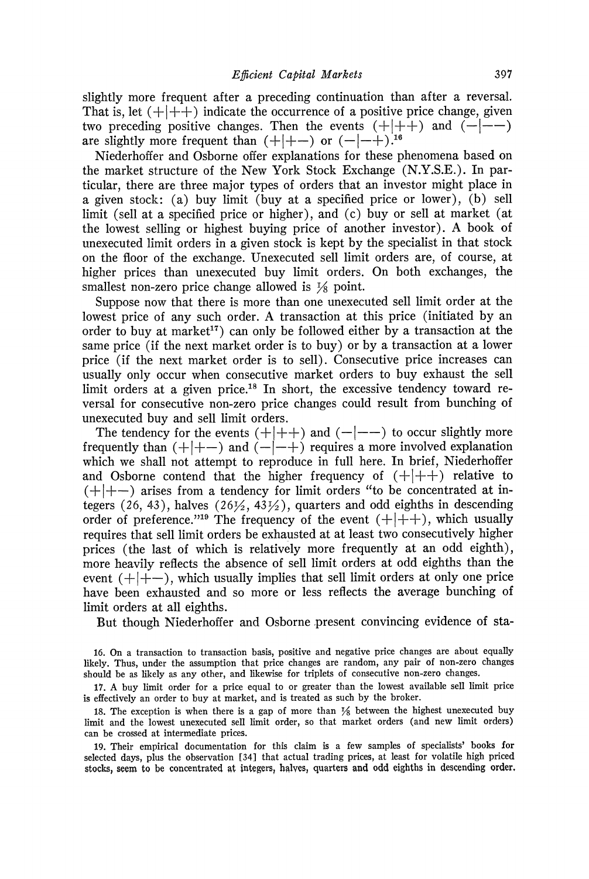slightly more frequent after a preceding continuation than after a reversal. That is, let $(+|++)$ indicate the occurrence of a positive price change, given two preceding positive changes. Then the events $(+|++)$ and $(-|--)$ are slightly more frequent than $(+|+-)$ or $(-|-+)$.[16]

Niederhoffer and Osborne offer explanations for these phenomena based on the market structure of the New York Stock Exchange (N.Y.S.E.). In particular, there are three major types of orders that an investor might place in a given stock: (a) buy limit (buy at a specified price or lower), (b) sell limit (sell at a specified price or higher), and (c) buy or sell at market (at the lowest selling or highest buying price of another investor). A book of unexecuted limit orders in a given stock is kept by the specialist in that stock on the floor of the exchange. Unexecuted sell limit orders are, of course, at higher prices than unexecuted buy limit orders. On both exchanges, the smallest non-zero price change allowed is ⅛ point.

Suppose now that there is more than one unexecuted sell limit order at the lowest price of any such order. A transaction at this price (initiated by an order to buy at market[17]) can only be followed either by a transaction at the same price (if the next market order is to buy) or by a transaction at a lower price (if the next market order is to sell). Consecutive price increases can usually only occur when consecutive market orders to buy exhaust the sell limit orders at a given price.[18] In short, the excessive tendency toward reversal for consecutive non-zero price changes could result from bunching of unexecuted buy and sell limit orders.

The tendency for the events $(+|++)$ and $(-|--)$ to occur slightly more frequently than $(+|+-)$ and $(-|-+)$ requires a more involved explanation which we shall not attempt to reproduce in full here. In brief, Niederhoffer and Osborne contend that the higher frequency of $(+|++)$ relative to $(+|+-)$ arises from a tendency for limit orders "to be concentrated at integers (26, 43), halves (26½, 43½), quarters and odd eighths in descending order of preference."[19] The frequency of the event $(+|++)$, which usually requires that sell limit orders be exhausted at at least two consecutively higher prices (the last of which is relatively more frequently at an odd eighth), more heavily reflects the absence of sell limit orders at odd eighths than the event $(+|+-)$, which usually implies that sell limit orders at only one price have been exhausted and so more or less reflects the average bunching of limit orders at all eighths.

But though Niederhoffer and Osborne present convincing evidence of sta-

16. On a transaction to transaction basis, positive and negative price changes are about equally likely. Thus, under the assumption that price changes are random, any pair of non-zero changes should be as likely as any other, and likewise for triplets of consecutive non-zero changes.

17. A buy limit order for a price equal to or greater than the lowest available sell limit price is effectively an order to buy at market, and is treated as such by the broker.

18. The exception is when there is a gap of more than ⅛ between the highest unexecuted buy limit and the lowest unexecuted sell limit order, so that market orders (and new limit orders) can be crossed at intermediate prices.

19. Their empirical documentation for this claim is a few samples of specialists' books for selected days, plus the observation [34] that actual trading prices, at least for volatile high priced stocks, seem to be concentrated at integers, halves, quarters and odd eighths in descending order.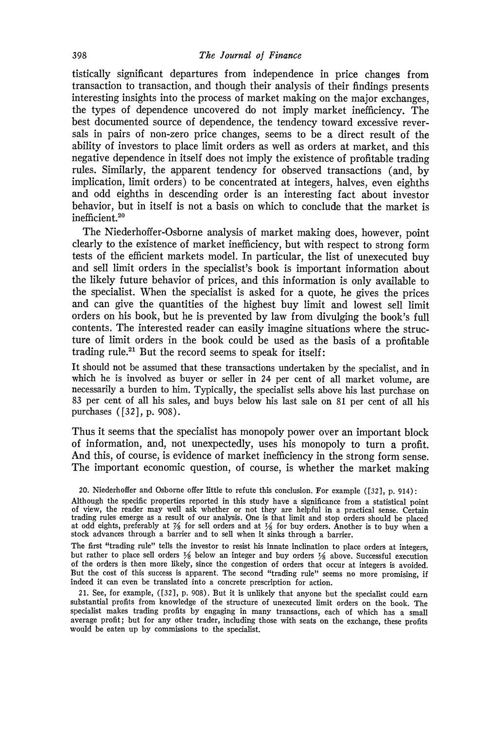tistically significant departures from independence in price changes from transaction to transaction, and though their analysis of their findings presents interesting insights into the process of market making on the major exchanges, the types of dependence uncovered do not imply market inefficiency. The best documented source of dependence, the tendency toward excessive reversals in pairs of non-zero price changes, seems to be a direct result of the ability of investors to place limit orders as well as orders at market, and this negative dependence in itself does not imply the existence of profitable trading rules. Similarly, the apparent tendency for observed transactions (and, by implication, limit orders) to be concentrated at integers, halves, even eighths and odd eighths in descending order is an interesting fact about investor behavior, but in itself is not a basis on which to conclude that the market is inefficient.[20]

The Niederhoffer-Osborne analysis of market making does, however, point clearly to the existence of market inefficiency, but with respect to strong form tests of the efficient markets model. In particular, the list of unexecuted buy and sell limit orders in the specialist's book is important information about the likely future behavior of prices, and this information is only available to the specialist. When the specialist is asked for a quote, he gives the prices and can give the quantities of the highest buy limit and lowest sell limit orders on his book, but he is prevented by law from divulging the book's full contents. The interested reader can easily imagine situations where the structure of limit orders in the book could be used as the basis of a profitable trading rule.[21] But the record seems to speak for itself:

> It should not be assumed that these transactions undertaken by the specialist, and in which he is involved as buyer or seller in 24 per cent of all market volume, are necessarily a burden to him. Typically, the specialist sells above his last purchase on 83 per cent of all his sales, and buys below his last sale on 81 per cent of all his purchases ([32], p. 908).

Thus it seems that the specialist has monopoly power over an important block of information, and, not unexpectedly, uses his monopoly to turn a profit. And this, of course, is evidence of market inefficiency in the strong form sense. The important economic question, of course, is whether the market making

20. Niederhoffer and Osborne offer little to refute this conclusion. For example ([32], p. 914):

> Although the specific properties reported in this study have a significance from a statistical point of view, the reader may well ask whether or not they are helpful in a practical sense. Certain trading rules emerge as a result of our analysis. One is that limit and stop orders should be placed at odd eights, preferably at 7/8 for sell orders and at 1/8 for buy orders. Another is to buy when a stock advances through a barrier and to sell when it sinks through a barrier.

The first "trading rule" tells the investor to resist his innate inclination to place orders at integers, but rather to place sell orders 1/8 below an integer and buy orders 1/8 above. Successful execution of the orders is then more likely, since the congestion of orders that occur at integers is avoided. But the cost of this success is apparent. The second "trading rule" seems no more promising, if indeed it can even be translated into a concrete prescription for action.

21. See, for example, ([32], p. 908). But it is unlikely that anyone but the specialist could earn substantial profits from knowledge of the structure of unexecuted limit orders on the book. The specialist makes trading profits by engaging in many transactions, each of which has a small average profit; but for any other trader, including those with seats on the exchange, these profits would be eaten up by commissions to the specialist.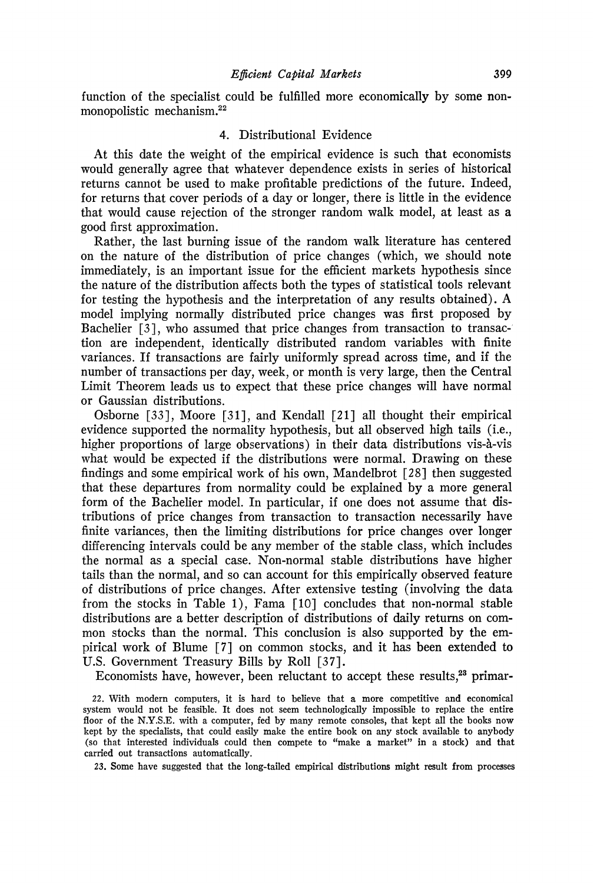function of the specialist could be fulfilled more economically by some non-monopolistic mechanism.[22]

## 4. Distributional Evidence

At this date the weight of the empirical evidence is such that economists would generally agree that whatever dependence exists in series of historical returns cannot be used to make profitable predictions of the future. Indeed, for returns that cover periods of a day or longer, there is little in the evidence that would cause rejection of the stronger random walk model, at least as a good first approximation.

Rather, the last burning issue of the random walk literature has centered on the nature of the distribution of price changes (which, we should note immediately, is an important issue for the efficient markets hypothesis since the nature of the distribution affects both the types of statistical tools relevant for testing the hypothesis and the interpretation of any results obtained). A model implying normally distributed price changes was first proposed by Bachelier [3], who assumed that price changes from transaction to transaction are independent, identically distributed random variables with finite variances. If transactions are fairly uniformly spread across time, and if the number of transactions per day, week, or month is very large, then the Central Limit Theorem leads us to expect that these price changes will have normal or Gaussian distributions.

Osborne [33], Moore [31], and Kendall [21] all thought their empirical evidence supported the normality hypothesis, but all observed high tails (i.e., higher proportions of large observations) in their data distributions vis-à-vis what would be expected if the distributions were normal. Drawing on these findings and some empirical work of his own, Mandelbrot [28] then suggested that these departures from normality could be explained by a more general form of the Bachelier model. In particular, if one does not assume that distributions of price changes from transaction to transaction necessarily have finite variances, then the limiting distributions for price changes over longer differencing intervals could be any member of the stable class, which includes the normal as a special case. Non-normal stable distributions have higher tails than the normal, and so can account for this empirically observed feature of distributions of price changes. After extensive testing (involving the data from the stocks in Table 1), Fama [10] concludes that non-normal stable distributions are a better description of distributions of daily returns on common stocks than the normal. This conclusion is also supported by the empirical work of Blume [7] on common stocks, and it has been extended to U.S. Government Treasury Bills by Roll [37].

Economists have, however, been reluctant to accept these results,[23] primar-

22. With modern computers, it is hard to believe that a more competitive and economical system would not be feasible. It does not seem technologically impossible to replace the entire floor of the N.Y.S.E. with a computer, fed by many remote consoles, that kept all the books now kept by the specialists, that could easily make the entire book on any stock available to anybody (so that interested individuals could then compete to "make a market" in a stock) and that carried out transactions automatically.

23. Some have suggested that the long-tailed empirical distributions might result from processes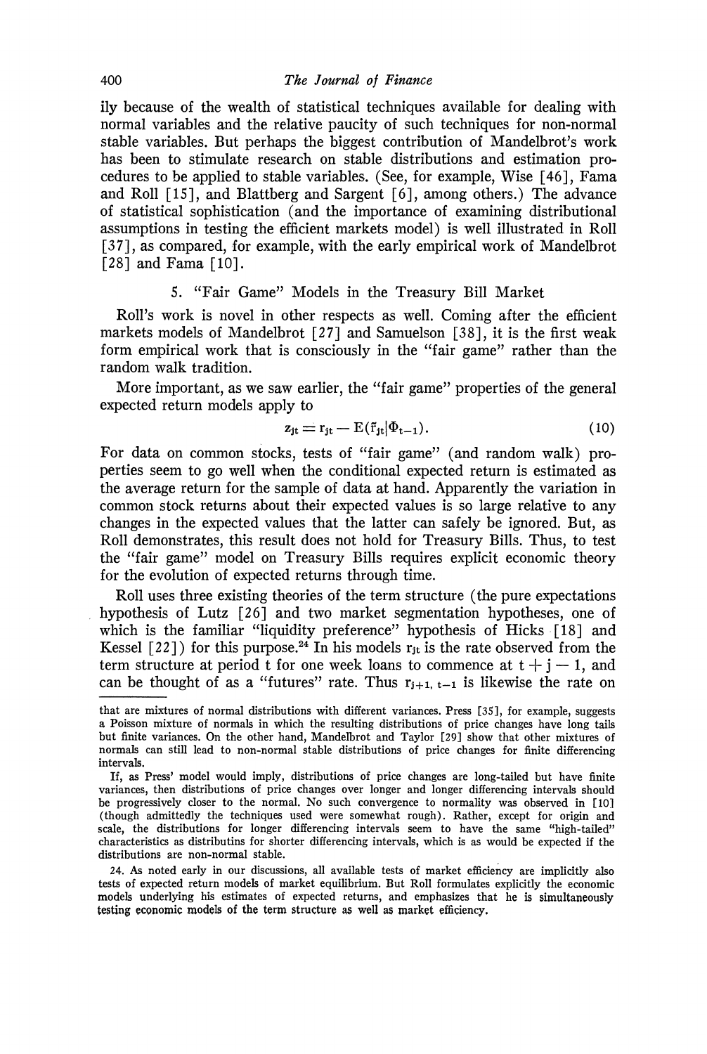ily because of the wealth of statistical techniques available for dealing with normal variables and the relative paucity of such techniques for non-normal stable variables. But perhaps the biggest contribution of Mandelbrot's work has been to stimulate research on stable distributions and estimation procedures to be applied to stable variables. (See, for example, Wise [46], Fama and Roll [15], and Blattberg and Sargent [6], among others.) The advance of statistical sophistication (and the importance of examining distributional assumptions in testing the efficient markets model) is well illustrated in Roll [37], as compared, for example, with the early empirical work of Mandelbrot [28] and Fama [10].

## 5. "Fair Game" Models in the Treasury Bill Market

Roll's work is novel in other respects as well. Coming after the efficient markets models of Mandelbrot [27] and Samuelson [38], it is the first weak form empirical work that is consciously in the "fair game" rather than the random walk tradition.

More important, as we saw earlier, the "fair game" properties of the general expected return models apply to

$$z_{jt} = r_{jt} - E(\tilde{r}_{jt}|\Phi_{t-1}). \tag{10}$$

For data on common stocks, tests of "fair game" (and random walk) properties seem to go well when the conditional expected return is estimated as the average return for the sample of data at hand. Apparently the variation in common stock returns about their expected values is so large relative to any changes in the expected values that the latter can safely be ignored. But, as Roll demonstrates, this result does not hold for Treasury Bills. Thus, to test the "fair game" model on Treasury Bills requires explicit economic theory for the evolution of expected returns through time.

Roll uses three existing theories of the term structure (the pure expectations hypothesis of Lutz [26] and two market segmentation hypotheses, one of which is the familiar "liquidity preference" hypothesis of Hicks [18] and Kessel [22]) for this purpose.[24] In his models $r_{jt}$ is the rate observed from the term structure at period t for one week loans to commence at $t + j - 1$, and can be thought of as a "futures" rate. Thus $r_{j+1,\, t-1}$ is likewise the rate on

---

that are mixtures of normal distributions with different variances. Press [35], for example, suggests a Poisson mixture of normals in which the resulting distributions of price changes have long tails but finite variances. On the other hand, Mandelbrot and Taylor [29] show that other mixtures of normals can still lead to non-normal stable distributions of price changes for finite differencing intervals.

If, as Press' model would imply, distributions of price changes are long-tailed but have finite variances, then distributions of price changes over longer and longer differencing intervals should be progressively closer to the normal. No such convergence to normality was observed in [10] (though admittedly the techniques used were somewhat rough). Rather, except for origin and scale, the distributions for longer differencing intervals seem to have the same "high-tailed" characteristics as distributins for shorter differencing intervals, which is as would be expected if the distributions are non-normal stable.

24. As noted early in our discussions, all available tests of market efficiency are implicitly also tests of expected return models of market equilibrium. But Roll formulates explicitly the economic models underlying his estimates of expected returns, and emphasizes that he is simultaneously testing economic models of the term structure as well as market efficiency.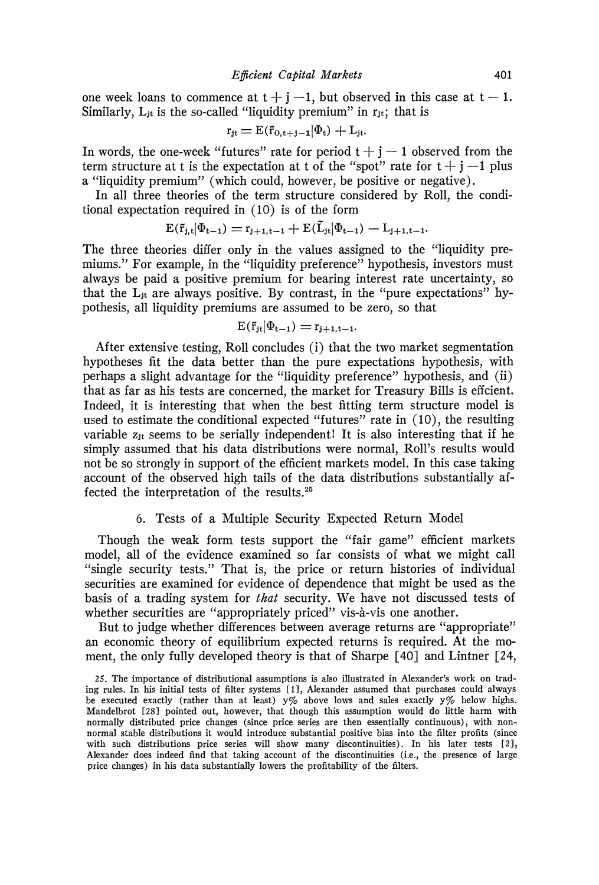one week loans to commence at $t + j - 1$, but observed in this case at $t - 1$. Similarly, $L_{jt}$ is the so-called "liquidity premium" in $r_{jt}$; that is

$$r_{jt} = E(\tilde{r}_{0,t+j-1}|\Phi_t) + L_{jt}.$$

In words, the one-week "futures" rate for period $t + j - 1$ observed from the term structure at t is the expectation at t of the "spot" rate for $t + j - 1$ plus a "liquidity premium" (which could, however, be positive or negative).

In all three theories of the term structure considered by Roll, the conditional expectation required in (10) is of the form

$$E(\tilde{r}_{j,t}|\Phi_{t-1}) = r_{j+1,t-1} + E(\tilde{L}_{jt}|\Phi_{t-1}) - L_{j+1,t-1}.$$

The three theories differ only in the values assigned to the "liquidity premiums." For example, in the "liquidity preference" hypothesis, investors must always be paid a positive premium for bearing interest rate uncertainty, so that the $L_{jt}$ are always positive. By contrast, in the "pure expectations" hypothesis, all liquidity premiums are assumed to be zero, so that

$$E(\tilde{r}_{jt}|\Phi_{t-1}) = r_{j+1,t-1}.$$

After extensive testing, Roll concludes (i) that the two market segmentation hypotheses fit the data better than the pure expectations hypothesis, with perhaps a slight advantage for the "liquidity preference" hypothesis, and (ii) that as far as his tests are concerned, the market for Treasury Bills is effcient. Indeed, it is interesting that when the best fitting term structure model is used to estimate the conditional expected "futures" rate in (10), the resulting variable $z_{jt}$ seems to be serially independent! It is also interesting that if he simply assumed that his data distributions were normal, Roll's results would not be so strongly in support of the efficient markets model. In this case taking account of the observed high tails of the data distributions substantially affected the interpretation of the results.[25]

## 6. Tests of a Multiple Security Expected Return Model

Though the weak form tests support the "fair game" efficient markets model, all of the evidence examined so far consists of what we might call "single security tests." That is, the price or return histories of individual securities are examined for evidence of dependence that might be used as the basis of a trading system for *that* security. We have not discussed tests of whether securities are "appropriately priced" vis-à-vis one another.

But to judge whether differences between average returns are "appropriate" an economic theory of equilibrium expected returns is required. At the moment, the only fully developed theory is that of Sharpe [40] and Lintner [24,

25. The importance of distributional assumptions is also illustrated in Alexander's work on trading rules. In his initial tests of filter systems [1], Alexander assumed that purchases could always be executed exactly (rather than at least) y% above lows and sales exactly y% below highs. Mandelbrot [28] pointed out, however, that though this assumption would do little harm with normally distributed price changes (since price series are then essentially continuous), with nonnormal stable distributions it would introduce substantial positive bias into the filter profits (since with such distributions price series will show many discontinuities). In his later tests [2], Alexander does indeed find that taking account of the discontinuities (i.e., the presence of large price changes) in his data substantially lowers the profitability of the filters.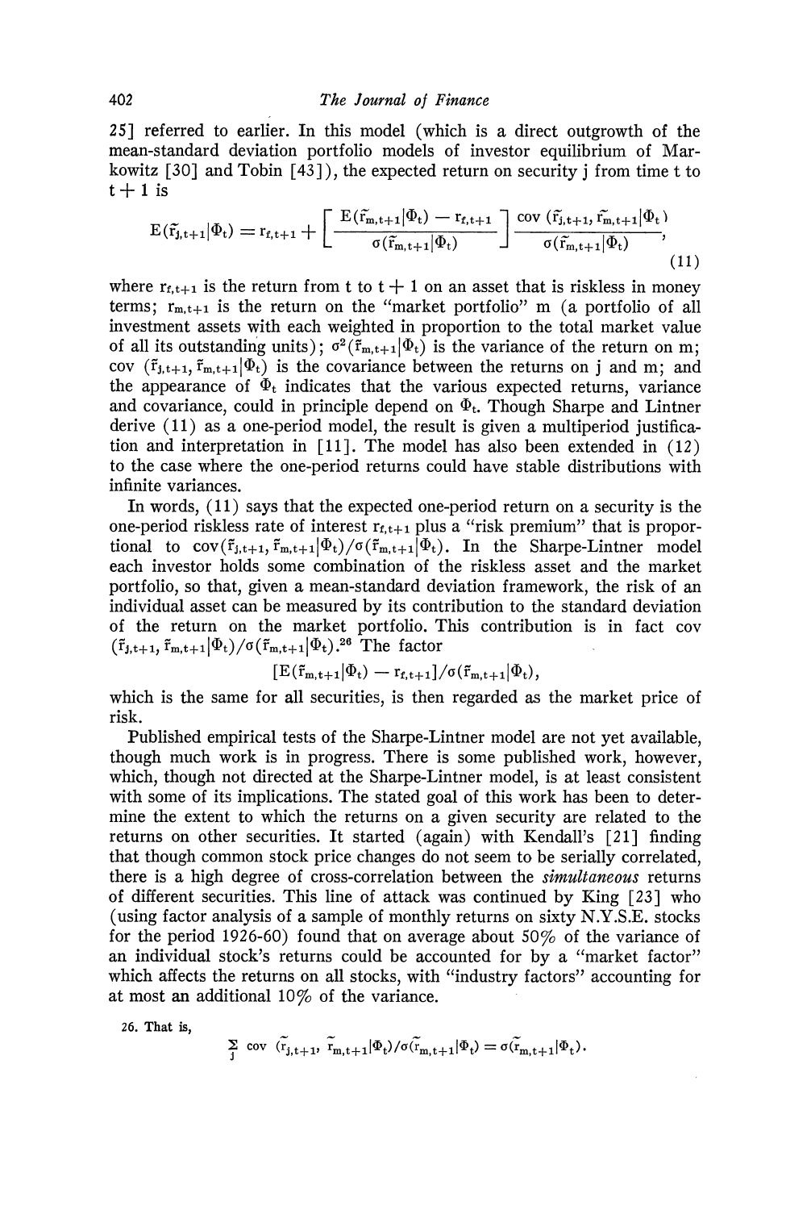25] referred to earlier. In this model (which is a direct outgrowth of the mean-standard deviation portfolio models of investor equilibrium of Markowitz [30] and Tobin [43]), the expected return on security j from time t to t + 1 is

$$E(\tilde{r}_{j,t+1}|\Phi_t) = r_{f,t+1} + \left[\frac{E(\tilde{r}_{m,t+1}|\Phi_t) - r_{f,t+1}}{\sigma(\tilde{r}_{m,t+1}|\Phi_t)}\right] \frac{\text{cov}(\tilde{r}_{j,t+1}, \tilde{r}_{m,t+1}|\Phi_t)}{\sigma(\tilde{r}_{m,t+1}|\Phi_t)}, \tag{11}$$

where $r_{f,t+1}$ is the return from t to t + 1 on an asset that is riskless in money terms; $r_{m,t+1}$ is the return on the "market portfolio" m (a portfolio of all investment assets with each weighted in proportion to the total market value of all its outstanding units); $\sigma^2(\tilde{r}_{m,t+1}|\Phi_t)$ is the variance of the return on m; $\text{cov}(\tilde{r}_{j,t+1}, \tilde{r}_{m,t+1}|\Phi_t)$ is the covariance between the returns on j and m; and the appearance of $\Phi_t$ indicates that the various expected returns, variance and covariance, could in principle depend on $\Phi_t$. Though Sharpe and Lintner derive (11) as a one-period model, the result is given a multiperiod justification and interpretation in [11]. The model has also been extended in (12) to the case where the one-period returns could have stable distributions with infinite variances.

In words, (11) says that the expected one-period return on a security is the one-period riskless rate of interest $r_{f,t+1}$ plus a "risk premium" that is proportional to $\text{cov}(\tilde{r}_{j,t+1}, \tilde{r}_{m,t+1}|\Phi_t)/\sigma(\tilde{r}_{m,t+1}|\Phi_t)$. In the Sharpe-Lintner model each investor holds some combination of the riskless asset and the market portfolio, so that, given a mean-standard deviation framework, the risk of an individual asset can be measured by its contribution to the standard deviation of the return on the market portfolio. This contribution is in fact $\text{cov}(\tilde{r}_{j,t+1}, \tilde{r}_{m,t+1}|\Phi_t)/\sigma(\tilde{r}_{m,t+1}|\Phi_t)$.[26] The factor

$$[E(\tilde{r}_{m,t+1}|\Phi_t) - r_{f,t+1}]/\sigma(\tilde{r}_{m,t+1}|\Phi_t),$$

which is the same for all securities, is then regarded as the market price of risk.

Published empirical tests of the Sharpe-Lintner model are not yet available, though much work is in progress. There is some published work, however, which, though not directed at the Sharpe-Lintner model, is at least consistent with some of its implications. The stated goal of this work has been to determine the extent to which the returns on a given security are related to the returns on other securities. It started (again) with Kendall's [21] finding that though common stock price changes do not seem to be serially correlated, there is a high degree of cross-correlation between the *simultaneous* returns of different securities. This line of attack was continued by King [23] who (using factor analysis of a sample of monthly returns on sixty N.Y.S.E. stocks for the period 1926-60) found that on average about 50% of the variance of an individual stock's returns could be accounted for by a "market factor" which affects the returns on all stocks, with "industry factors" accounting for at most an additional 10% of the variance.

26. That is,

$$\sum_j \text{cov}(\tilde{r}_{j,t+1}, \tilde{r}_{m,t+1}|\Phi_t)/\sigma(\tilde{r}_{m,t+1}|\Phi_t) = \sigma(\tilde{r}_{m,t+1}|\Phi_t).$$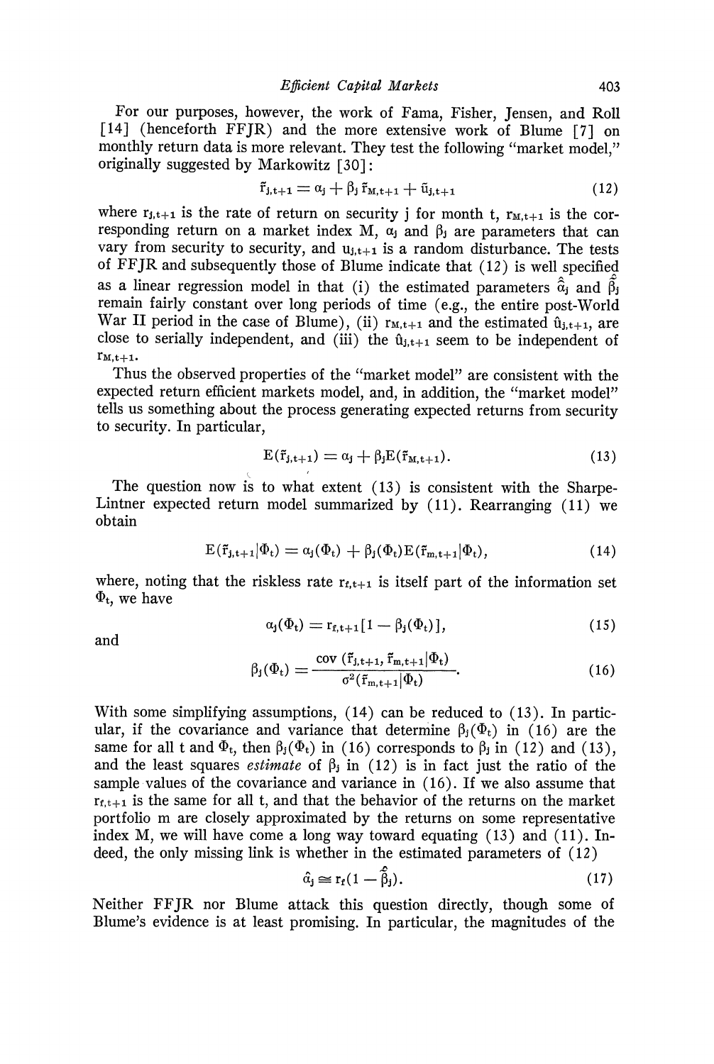For our purposes, however, the work of Fama, Fisher, Jensen, and Roll [14] (henceforth FFJR) and the more extensive work of Blume [7] on monthly return data is more relevant. They test the following "market model," originally suggested by Markowitz [30]:

$$\tilde{r}_{j,t+1} = \alpha_j + \beta_j \tilde{r}_{M,t+1} + \tilde{u}_{j,t+1} \tag{12}$$

where $r_{j,t+1}$ is the rate of return on security j for month t, $r_{M,t+1}$ is the corresponding return on a market index M, $\alpha_j$ and $\beta_j$ are parameters that can vary from security to security, and $u_{j,t+1}$ is a random disturbance. The tests of FFJR and subsequently those of Blume indicate that (12) is well specified as a linear regression model in that (i) the estimated parameters $\hat{\alpha}_j$ and $\hat{\beta}_j$ remain fairly constant over long periods of time (e.g., the entire post-World War II period in the case of Blume), (ii) $r_{M,t+1}$ and the estimated $\hat{u}_{j,t+1}$, are close to serially independent, and (iii) the $\hat{u}_{j,t+1}$ seem to be independent of $r_{M,t+1}$.

Thus the observed properties of the "market model" are consistent with the expected return efficient markets model, and, in addition, the "market model" tells us something about the process generating expected returns from security to security. In particular,

$$E(\tilde{r}_{j,t+1}) = \alpha_j + \beta_j E(\tilde{r}_{M,t+1}). \tag{13}$$

The question now is to what extent (13) is consistent with the Sharpe-Lintner expected return model summarized by (11). Rearranging (11) we obtain

$$E(\tilde{r}_{j,t+1}|\Phi_t) = \alpha_j(\Phi_t) + \beta_j(\Phi_t) E(\tilde{r}_{m,t+1}|\Phi_t), \tag{14}$$

where, noting that the riskless rate $r_{f,t+1}$ is itself part of the information set $\Phi_t$, we have

$$\alpha_j(\Phi_t) = r_{f,t+1}[1 - \beta_j(\Phi_t)], \tag{15}$$

and

$$\beta_j(\Phi_t) = \frac{\text{cov}(\tilde{r}_{j,t+1}, \tilde{r}_{m,t+1}|\Phi_t)}{\sigma^2(\tilde{r}_{m,t+1}|\Phi_t)}. \tag{16}$$

With some simplifying assumptions, (14) can be reduced to (13). In particular, if the covariance and variance that determine $\beta_j(\Phi_t)$ in (16) are the same for all t and $\Phi_t$, then $\beta_j(\Phi_t)$ in (16) corresponds to $\beta_j$ in (12) and (13), and the least squares *estimate* of $\beta_j$ in (12) is in fact just the ratio of the sample values of the covariance and variance in (16). If we also assume that $r_{f,t+1}$ is the same for all t, and that the behavior of the returns on the market portfolio m are closely approximated by the returns on some representative index M, we will have come a long way toward equating (13) and (11). Indeed, the only missing link is whether in the estimated parameters of (12)

$$\hat{\alpha}_j \cong r_f(1 - \hat{\beta}_j). \tag{17}$$

Neither FFJR nor Blume attack this question directly, though some of Blume's evidence is at least promising. In particular, the magnitudes of the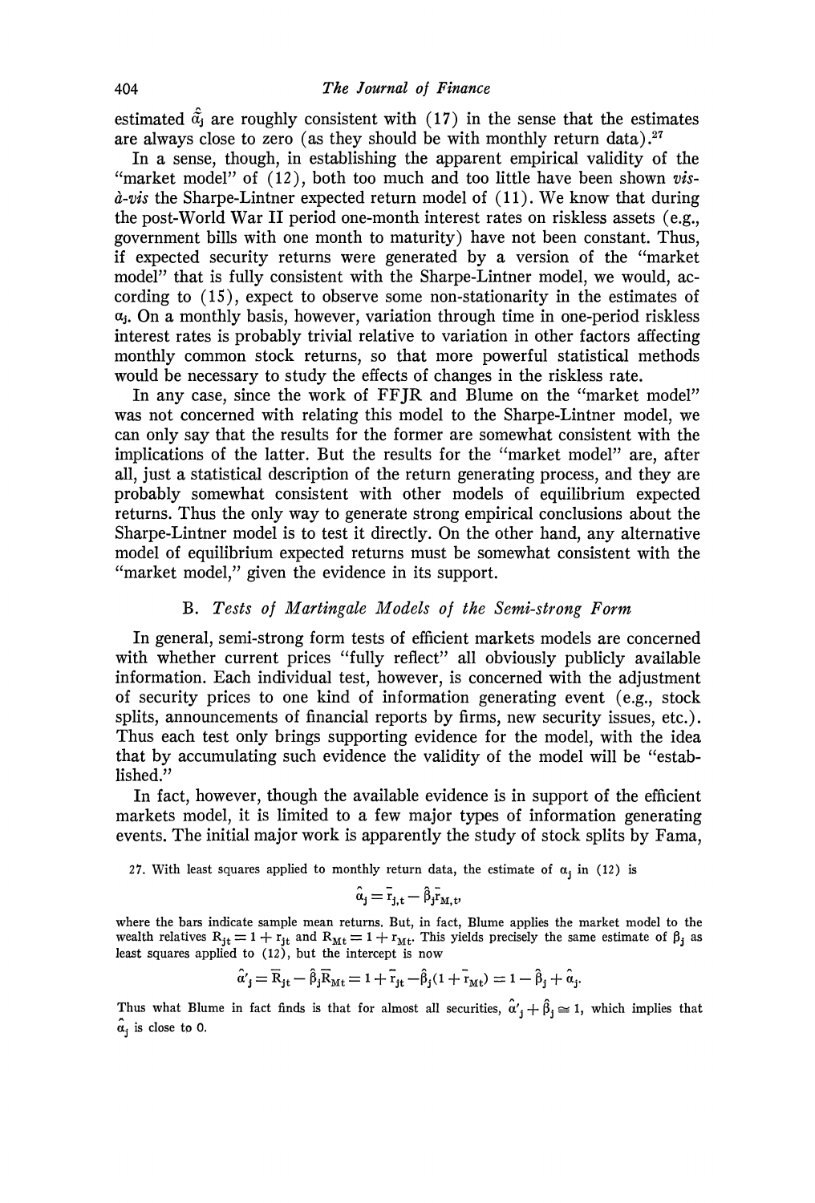estimated $\hat{\alpha}_j$ are roughly consistent with (17) in the sense that the estimates are always close to zero (as they should be with monthly return data).[27]

In a sense, though, in establishing the apparent empirical validity of the "market model" of (12), both too much and too little have been shown *vis-à-vis* the Sharpe-Lintner expected return model of (11). We know that during the post-World War II period one-month interest rates on riskless assets (e.g., government bills with one month to maturity) have not been constant. Thus, if expected security returns were generated by a version of the "market model" that is fully consistent with the Sharpe-Lintner model, we would, according to (15), expect to observe some non-stationarity in the estimates of $\alpha_j$. On a monthly basis, however, variation through time in one-period riskless interest rates is probably trivial relative to variation in other factors affecting monthly common stock returns, so that more powerful statistical methods would be necessary to study the effects of changes in the riskless rate.

In any case, since the work of FFJR and Blume on the "market model" was not concerned with relating this model to the Sharpe-Lintner model, we can only say that the results for the former are somewhat consistent with the implications of the latter. But the results for the "market model" are, after all, just a statistical description of the return generating process, and they are probably somewhat consistent with other models of equilibrium expected returns. Thus the only way to generate strong empirical conclusions about the Sharpe-Lintner model is to test it directly. On the other hand, any alternative model of equilibrium expected returns must be somewhat consistent with the "market model," given the evidence in its support.

### B. *Tests of Martingale Models of the Semi-strong Form*

In general, semi-strong form tests of efficient markets models are concerned with whether current prices "fully reflect" all obviously publicly available information. Each individual test, however, is concerned with the adjustment of security prices to one kind of information generating event (e.g., stock splits, announcements of financial reports by firms, new security issues, etc.). Thus each test only brings supporting evidence for the model, with the idea that by accumulating such evidence the validity of the model will be "established."

In fact, however, though the available evidence is in support of the efficient markets model, it is limited to a few major types of information generating events. The initial major work is apparently the study of stock splits by Fama,

27. With least squares applied to monthly return data, the estimate of $\alpha_j$ in (12) is

$$\hat{\alpha}_j = \bar{r}_{j,t} - \hat{\beta}_j \bar{r}_{M,t},$$

where the bars indicate sample mean returns. But, in fact, Blume applies the market model to the wealth relatives $R_{jt} = 1 + r_{jt}$ and $R_{Mt} = 1 + r_{Mt}$. This yields precisely the same estimate of $\beta_j$ as least squares applied to (12), but the intercept is now

$$\hat{\alpha}'_j = \bar{R}_{jt} - \hat{\beta}_j \bar{R}_{Mt} = 1 + \bar{r}_{jt} - \hat{\beta}_j (1 + \bar{r}_{Mt}) = 1 - \hat{\beta}_j + \hat{\alpha}_j.$$

Thus what Blume in fact finds is that for almost all securities, $\hat{\alpha}'_j + \hat{\beta}_j \cong 1$, which implies that $\hat{\alpha}_j$ is close to 0.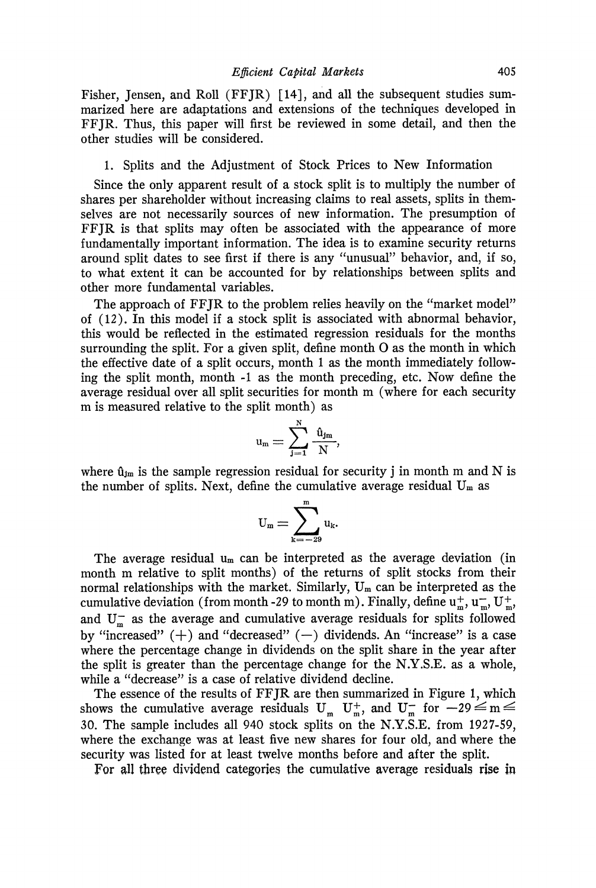Fisher, Jensen, and Roll (FFJR) [14], and all the subsequent studies summarized here are adaptations and extensions of the techniques developed in FFJR. Thus, this paper will first be reviewed in some detail, and then the other studies will be considered.

### 1. Splits and the Adjustment of Stock Prices to New Information

Since the only apparent result of a stock split is to multiply the number of shares per shareholder without increasing claims to real assets, splits in themselves are not necessarily sources of new information. The presumption of FFJR is that splits may often be associated with the appearance of more fundamentally important information. The idea is to examine security returns around split dates to see first if there is any "unusual" behavior, and, if so, to what extent it can be accounted for by relationships between splits and other more fundamental variables.

The approach of FFJR to the problem relies heavily on the "market model" of (12). In this model if a stock split is associated with abnormal behavior, this would be reflected in the estimated regression residuals for the months surrounding the split. For a given split, define month O as the month in which the effective date of a split occurs, month 1 as the month immediately following the split month, month -1 as the month preceding, etc. Now define the average residual over all split securities for month m (where for each security m is measured relative to the split month) as

$$u_m = \sum_{j=1}^{N} \frac{\hat{u}_{jm}}{N},$$

where $\hat{u}_{jm}$ is the sample regression residual for security j in month m and N is the number of splits. Next, define the cumulative average residual $U_m$ as

$$U_m = \sum_{k=-29}^{m} u_k.$$

The average residual $u_m$ can be interpreted as the average deviation (in month m relative to split months) of the returns of split stocks from their normal relationships with the market. Similarly, $U_m$ can be interpreted as the cumulative deviation (from month -29 to month m). Finally, define $u_m^+$, $u_m^-$, $U_m^+$, and $U_m^-$ as the average and cumulative average residuals for splits followed by "increased" (+) and "decreased" (−) dividends. An "increase" is a case where the percentage change in dividends on the split share in the year after the split is greater than the percentage change for the N.Y.S.E. as a whole, while a "decrease" is a case of relative dividend decline.

The essence of the results of FFJR are then summarized in Figure 1, which shows the cumulative average residuals $U_m$, $U_m^+$, and $U_m^-$ for $-29 \leq m \leq 30$. The sample includes all 940 stock splits on the N.Y.S.E. from 1927-59, where the exchange was at least five new shares for four old, and where the security was listed for at least twelve months before and after the split.

For all three dividend categories the cumulative average residuals rise in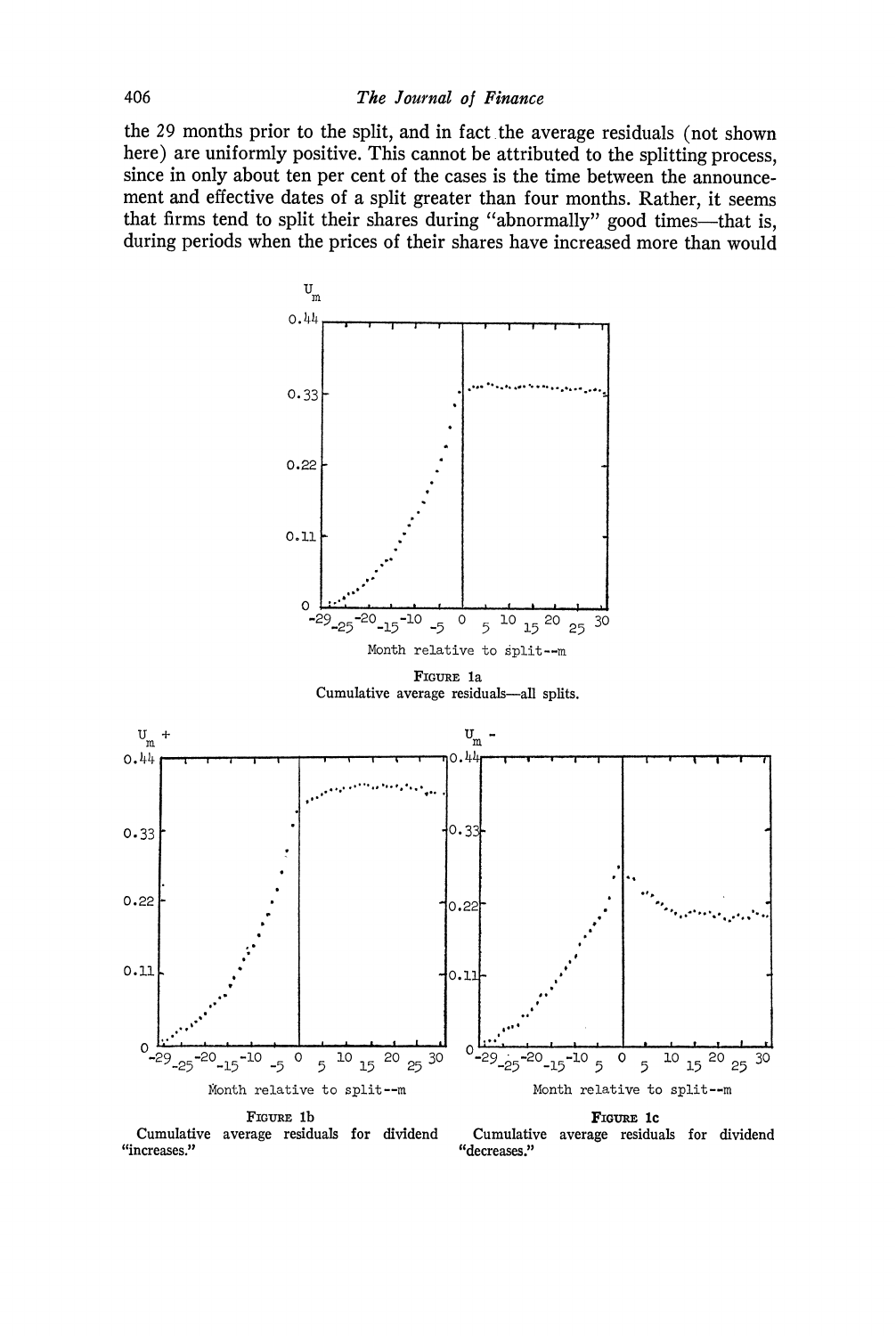the 29 months prior to the split, and in fact the average residuals (not shown here) are uniformly positive. This cannot be attributed to the splitting process, since in only about ten per cent of the cases is the time between the announcement and effective dates of a split greater than four months. Rather, it seems that firms tend to split their shares during "abnormally" good times—that is, during periods when the prices of their shares have increased more than would

FIGURE 1a
Cumulative average residuals—all splits.

FIGURE 1b
Cumulative average residuals for dividend "increases."

FIGURE 1c
Cumulative average residuals for dividend "decreases."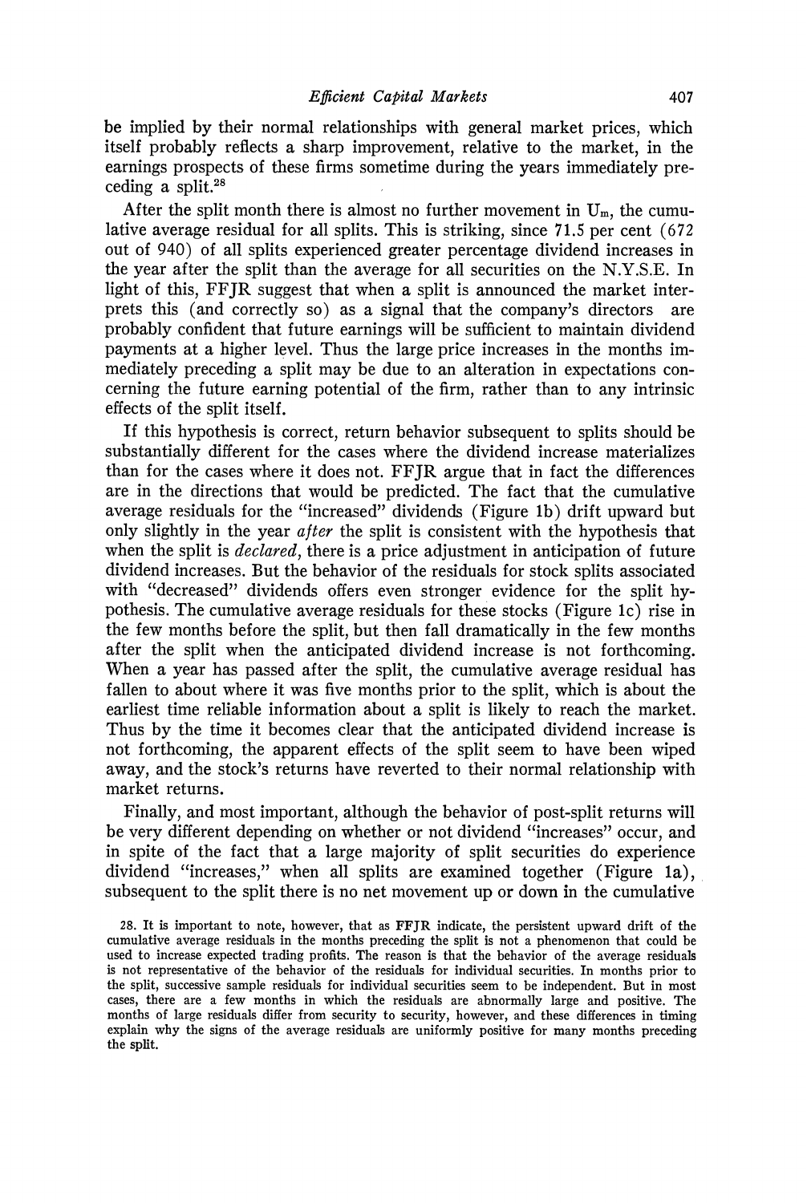be implied by their normal relationships with general market prices, which itself probably reflects a sharp improvement, relative to the market, in the earnings prospects of these firms sometime during the years immediately preceding a split.[28]

After the split month there is almost no further movement in $U_m$, the cumulative average residual for all splits. This is striking, since 71.5 per cent (672 out of 940) of all splits experienced greater percentage dividend increases in the year after the split than the average for all securities on the N.Y.S.E. In light of this, FFJR suggest that when a split is announced the market interprets this (and correctly so) as a signal that the company's directors are probably confident that future earnings will be sufficient to maintain dividend payments at a higher level. Thus the large price increases in the months immediately preceding a split may be due to an alteration in expectations concerning the future earning potential of the firm, rather than to any intrinsic effects of the split itself.

If this hypothesis is correct, return behavior subsequent to splits should be substantially different for the cases where the dividend increase materializes than for the cases where it does not. FFJR argue that in fact the differences are in the directions that would be predicted. The fact that the cumulative average residuals for the "increased" dividends (Figure 1b) drift upward but only slightly in the year *after* the split is consistent with the hypothesis that when the split is *declared*, there is a price adjustment in anticipation of future dividend increases. But the behavior of the residuals for stock splits associated with "decreased" dividends offers even stronger evidence for the split hypothesis. The cumulative average residuals for these stocks (Figure 1c) rise in the few months before the split, but then fall dramatically in the few months after the split when the anticipated dividend increase is not forthcoming. When a year has passed after the split, the cumulative average residual has fallen to about where it was five months prior to the split, which is about the earliest time reliable information about a split is likely to reach the market. Thus by the time it becomes clear that the anticipated dividend increase is not forthcoming, the apparent effects of the split seem to have been wiped away, and the stock's returns have reverted to their normal relationship with market returns.

Finally, and most important, although the behavior of post-split returns will be very different depending on whether or not dividend "increases" occur, and in spite of the fact that a large majority of split securities do experience dividend "increases," when all splits are examined together (Figure 1a), subsequent to the split there is no net movement up or down in the cumulative

28. It is important to note, however, that as FFJR indicate, the persistent upward drift of the cumulative average residuals in the months preceding the split is not a phenomenon that could be used to increase expected trading profits. The reason is that the behavior of the average residuals is not representative of the behavior of the residuals for individual securities. In months prior to the split, successive sample residuals for individual securities seem to be independent. But in most cases, there are a few months in which the residuals are abnormally large and positive. The months of large residuals differ from security to security, however, and these differences in timing explain why the signs of the average residuals are uniformly positive for many months preceding the split.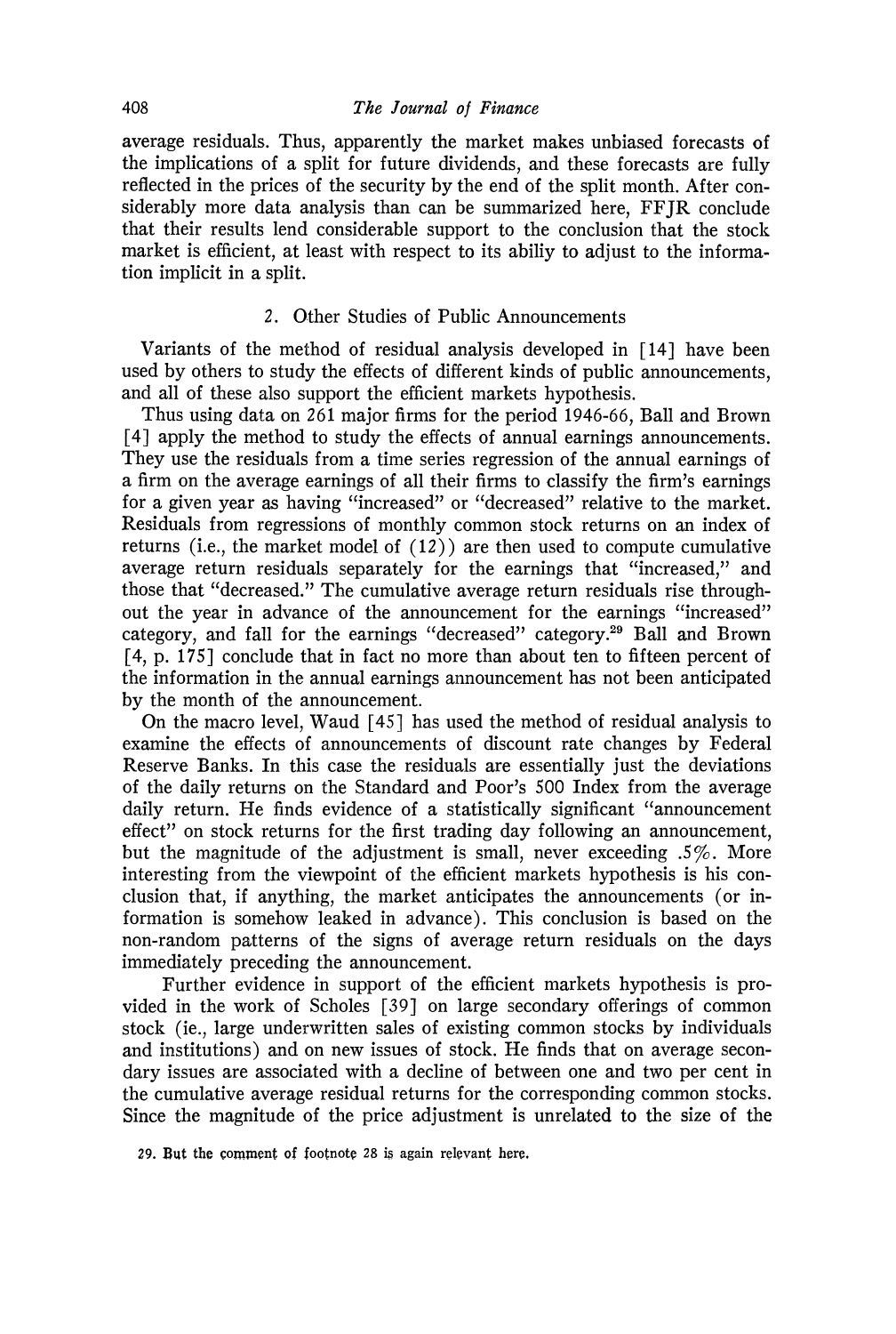average residuals. Thus, apparently the market makes unbiased forecasts of the implications of a split for future dividends, and these forecasts are fully reflected in the prices of the security by the end of the split month. After considerably more data analysis than can be summarized here, FFJR conclude that their results lend considerable support to the conclusion that the stock market is efficient, at least with respect to its abiliy to adjust to the information implicit in a split.

## 2. Other Studies of Public Announcements

Variants of the method of residual analysis developed in [14] have been used by others to study the effects of different kinds of public announcements, and all of these also support the efficient markets hypothesis.

Thus using data on 261 major firms for the period 1946-66, Ball and Brown [4] apply the method to study the effects of annual earnings announcements. They use the residuals from a time series regression of the annual earnings of a firm on the average earnings of all their firms to classify the firm's earnings for a given year as having "increased" or "decreased" relative to the market. Residuals from regressions of monthly common stock returns on an index of returns (i.e., the market model of (12)) are then used to compute cumulative average return residuals separately for the earnings that "increased," and those that "decreased." The cumulative average return residuals rise throughout the year in advance of the announcement for the earnings "increased" category, and fall for the earnings "decreased" category.[29] Ball and Brown [4, p. 175] conclude that in fact no more than about ten to fifteen percent of the information in the annual earnings announcement has not been anticipated by the month of the announcement.

On the macro level, Waud [45] has used the method of residual analysis to examine the effects of announcements of discount rate changes by Federal Reserve Banks. In this case the residuals are essentially just the deviations of the daily returns on the Standard and Poor's 500 Index from the average daily return. He finds evidence of a statistically significant "announcement effect" on stock returns for the first trading day following an announcement, but the magnitude of the adjustment is small, never exceeding .5%. More interesting from the viewpoint of the efficient markets hypothesis is his conclusion that, if anything, the market anticipates the announcements (or information is somehow leaked in advance). This conclusion is based on the non-random patterns of the signs of average return residuals on the days immediately preceding the announcement.

Further evidence in support of the efficient markets hypothesis is provided in the work of Scholes [39] on large secondary offerings of common stock (ie., large underwritten sales of existing common stocks by individuals and institutions) and on new issues of stock. He finds that on average secondary issues are associated with a decline of between one and two per cent in the cumulative average residual returns for the corresponding common stocks. Since the magnitude of the price adjustment is unrelated to the size of the

29. But the comment of footnote 28 is again relevant here.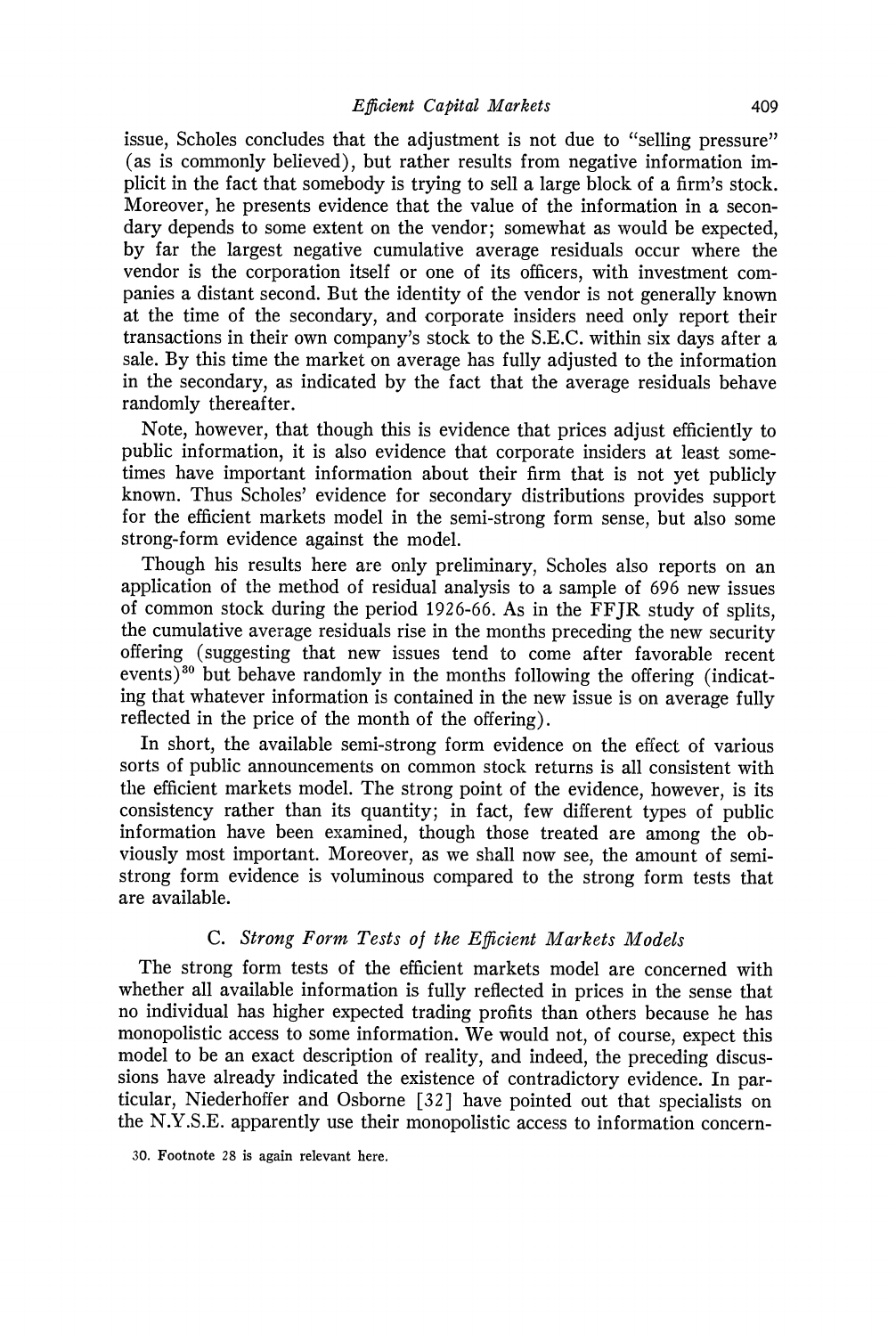issue, Scholes concludes that the adjustment is not due to "selling pressure" (as is commonly believed), but rather results from negative information implicit in the fact that somebody is trying to sell a large block of a firm's stock. Moreover, he presents evidence that the value of the information in a secondary depends to some extent on the vendor; somewhat as would be expected, by far the largest negative cumulative average residuals occur where the vendor is the corporation itself or one of its officers, with investment companies a distant second. But the identity of the vendor is not generally known at the time of the secondary, and corporate insiders need only report their transactions in their own company's stock to the S.E.C. within six days after a sale. By this time the market on average has fully adjusted to the information in the secondary, as indicated by the fact that the average residuals behave randomly thereafter.

Note, however, that though this is evidence that prices adjust efficiently to public information, it is also evidence that corporate insiders at least sometimes have important information about their firm that is not yet publicly known. Thus Scholes' evidence for secondary distributions provides support for the efficient markets model in the semi-strong form sense, but also some strong-form evidence against the model.

Though his results here are only preliminary, Scholes also reports on an application of the method of residual analysis to a sample of 696 new issues of common stock during the period 1926-66. As in the FFJR study of splits, the cumulative average residuals rise in the months preceding the new security offering (suggesting that new issues tend to come after favorable recent events)[30] but behave randomly in the months following the offering (indicating that whatever information is contained in the new issue is on average fully reflected in the price of the month of the offering).

In short, the available semi-strong form evidence on the effect of various sorts of public announcements on common stock returns is all consistent with the efficient markets model. The strong point of the evidence, however, is its consistency rather than its quantity; in fact, few different types of public information have been examined, though those treated are among the obviously most important. Moreover, as we shall now see, the amount of semi-strong form evidence is voluminous compared to the strong form tests that are available.

### C. *Strong Form Tests of the Efficient Markets Models*

The strong form tests of the efficient markets model are concerned with whether all available information is fully reflected in prices in the sense that no individual has higher expected trading profits than others because he has monopolistic access to some information. We would not, of course, expect this model to be an exact description of reality, and indeed, the preceding discussions have already indicated the existence of contradictory evidence. In particular, Niederhoffer and Osborne [32] have pointed out that specialists on the N.Y.S.E. apparently use their monopolistic access to information concern-

30. Footnote 28 is again relevant here.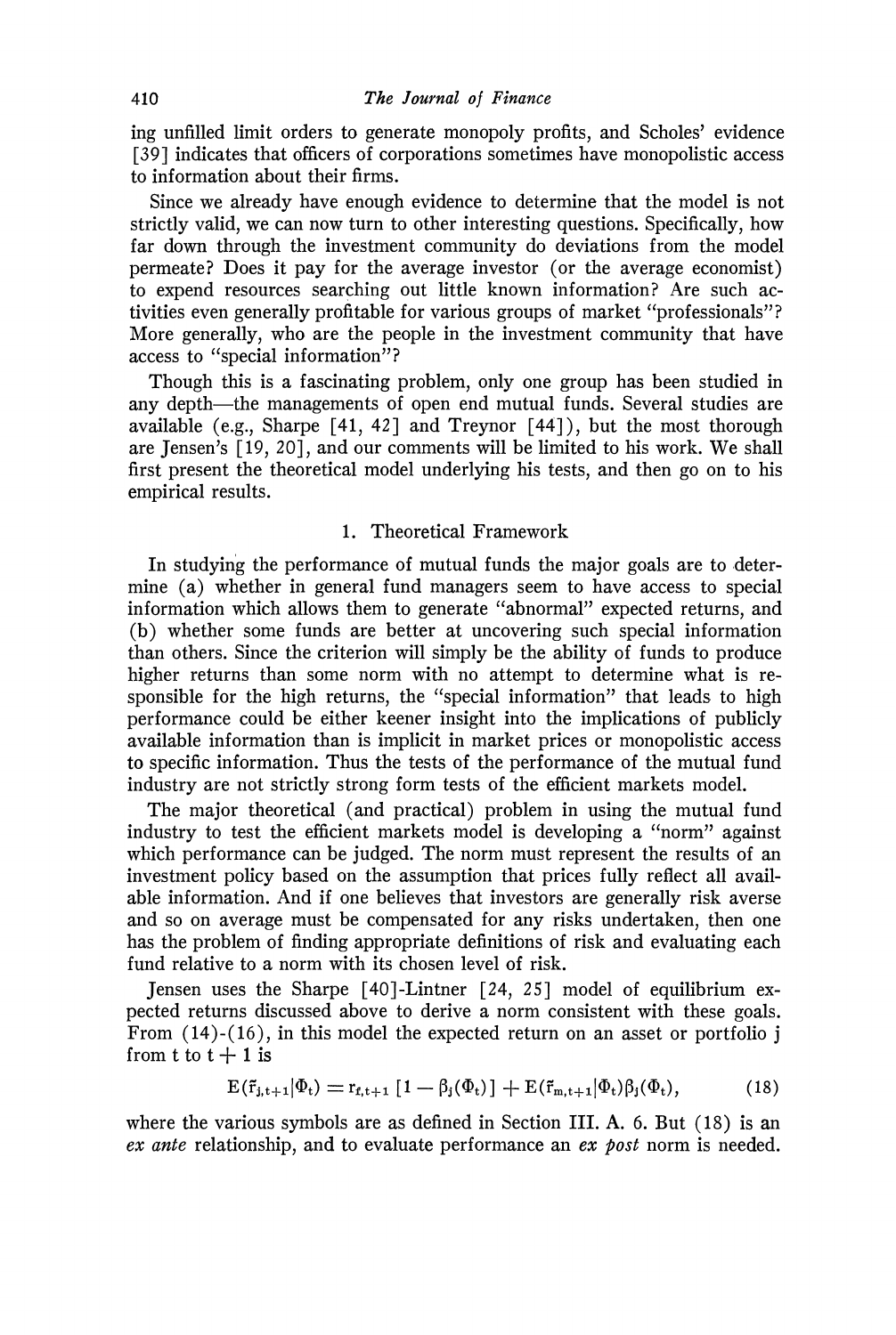ing unfilled limit orders to generate monopoly profits, and Scholes' evidence [39] indicates that officers of corporations sometimes have monopolistic access to information about their firms.

Since we already have enough evidence to determine that the model is not strictly valid, we can now turn to other interesting questions. Specifically, how far down through the investment community do deviations from the model permeate? Does it pay for the average investor (or the average economist) to expend resources searching out little known information? Are such activities even generally profitable for various groups of market "professionals"? More generally, who are the people in the investment community that have access to "special information"?

Though this is a fascinating problem, only one group has been studied in any depth—the managements of open end mutual funds. Several studies are available (e.g., Sharpe [41, 42] and Treynor [44]), but the most thorough are Jensen's [19, 20], and our comments will be limited to his work. We shall first present the theoretical model underlying his tests, and then go on to his empirical results.

### 1. Theoretical Framework

In studying the performance of mutual funds the major goals are to determine (a) whether in general fund managers seem to have access to special information which allows them to generate "abnormal" expected returns, and (b) whether some funds are better at uncovering such special information than others. Since the criterion will simply be the ability of funds to produce higher returns than some norm with no attempt to determine what is responsible for the high returns, the "special information" that leads to high performance could be either keener insight into the implications of publicly available information than is implicit in market prices or monopolistic access to specific information. Thus the tests of the performance of the mutual fund industry are not strictly strong form tests of the efficient markets model.

The major theoretical (and practical) problem in using the mutual fund industry to test the efficient markets model is developing a "norm" against which performance can be judged. The norm must represent the results of an investment policy based on the assumption that prices fully reflect all available information. And if one believes that investors are generally risk averse and so on average must be compensated for any risks undertaken, then one has the problem of finding appropriate definitions of risk and evaluating each fund relative to a norm with its chosen level of risk.

Jensen uses the Sharpe [40]-Lintner [24, 25] model of equilibrium expected returns discussed above to derive a norm consistent with these goals. From (14)-(16), in this model the expected return on an asset or portfolio j from t to t + 1 is

$$E(\tilde{r}_{j,t+1}|\Phi_t) = r_{f,t+1}\left[1 - \beta_j(\Phi_t)\right] + E(\tilde{r}_{m,t+1}|\Phi_t)\beta_j(\Phi_t), \tag{18}$$

where the various symbols are as defined in Section III. A. 6. But (18) is an *ex ante* relationship, and to evaluate performance an *ex post* norm is needed.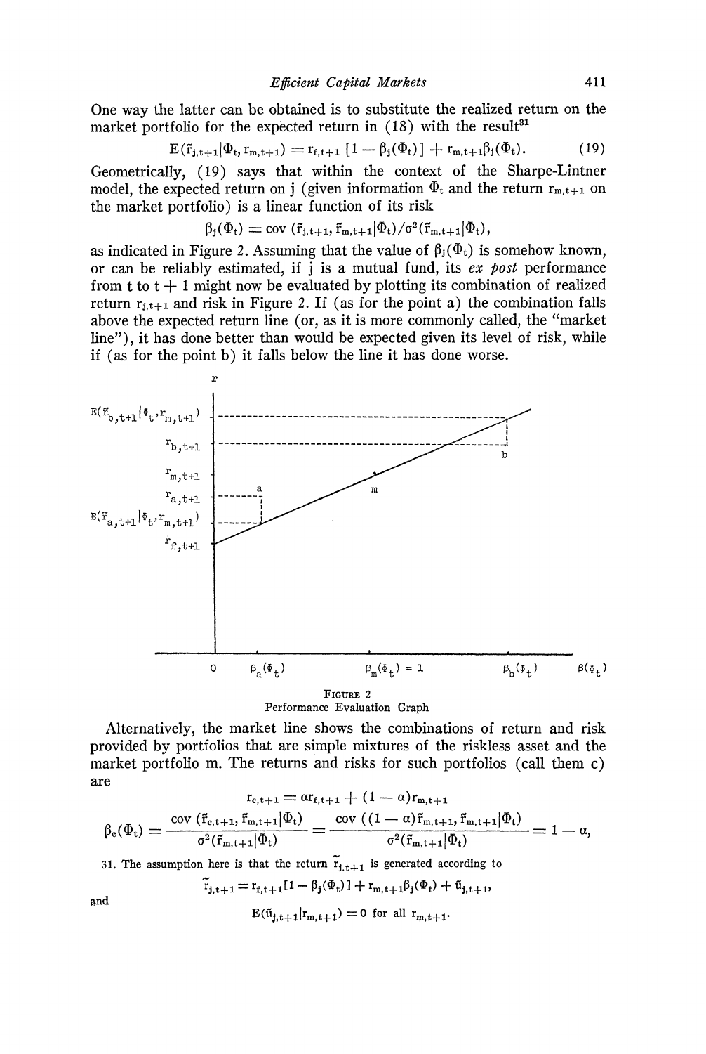One way the latter can be obtained is to substitute the realized return on the market portfolio for the expected return in (18) with the result[31]

$$E(\tilde{r}_{j,t+1}|\Phi_t, r_{m,t+1}) = r_{f,t+1}[1 - \beta_j(\Phi_t)] + r_{m,t+1}\beta_j(\Phi_t). \tag{19}$$

Geometrically, (19) says that within the context of the Sharpe-Lintner model, the expected return on j (given information $\Phi_t$ and the return $r_{m,t+1}$ on the market portfolio) is a linear function of its risk

$$\beta_j(\Phi_t) = \text{cov}(\tilde{r}_{j,t+1}, \tilde{r}_{m,t+1}|\Phi_t)/\sigma^2(\tilde{r}_{m,t+1}|\Phi_t),$$

as indicated in Figure 2. Assuming that the value of $\beta_j(\Phi_t)$ is somehow known, or can be reliably estimated, if j is a mutual fund, its *ex post* performance from t to t + 1 might now be evaluated by plotting its combination of realized return $r_{j,t+1}$ and risk in Figure 2. If (as for the point a) the combination falls above the expected return line (or, as it is more commonly called, the "market line"), it has done better than would be expected given its level of risk, while if (as for the point b) it falls below the line it has done worse.

FIGURE 2
Performance Evaluation Graph

Alternatively, the market line shows the combinations of return and risk provided by portfolios that are simple mixtures of the riskless asset and the market portfolio m. The returns and risks for such portfolios (call them c) are

$$r_{c,t+1} = \alpha r_{f,t+1} + (1 - \alpha)r_{m,t+1}$$

$$\beta_c(\Phi_t) = \frac{\text{cov}(\tilde{r}_{c,t+1}, \tilde{r}_{m,t+1}|\Phi_t)}{\sigma^2(\tilde{r}_{m,t+1}|\Phi_t)} = \frac{\text{cov}((1 - \alpha)\tilde{r}_{m,t+1}, \tilde{r}_{m,t+1}|\Phi_t)}{\sigma^2(\tilde{r}_{m,t+1}|\Phi_t)} = 1 - \alpha,$$

31. The assumption here is that the return $\tilde{r}_{j,t+1}$ is generated according to

$$\tilde{r}_{j,t+1} = r_{f,t+1}[1 - \beta_j(\Phi_t)] + r_{m,t+1}\beta_j(\Phi_t) + \tilde{u}_{j,t+1},$$

and

$$E(\tilde{u}_{j,t+1}|r_{m,t+1}) = 0 \text{ for all } r_{m,t+1}.$$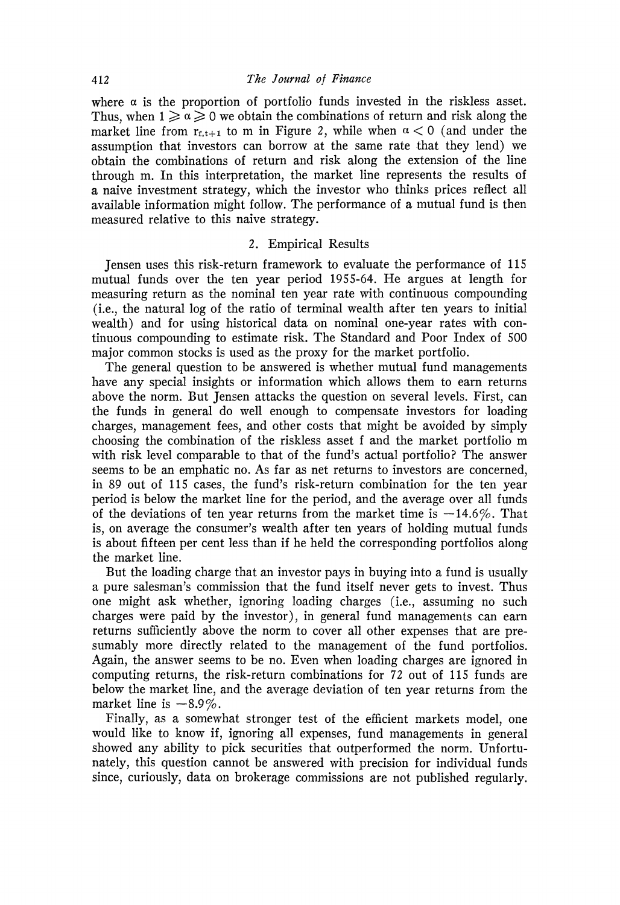where $\alpha$ is the proportion of portfolio funds invested in the riskless asset. Thus, when $1 \geqslant \alpha \geqslant 0$ we obtain the combinations of return and risk along the market line from $r_{f,t+1}$ to m in Figure 2, while when $\alpha < 0$ (and under the assumption that investors can borrow at the same rate that they lend) we obtain the combinations of return and risk along the extension of the line through m. In this interpretation, the market line represents the results of a naive investment strategy, which the investor who thinks prices reflect all available information might follow. The performance of a mutual fund is then measured relative to this naive strategy.

## 2. Empirical Results

Jensen uses this risk-return framework to evaluate the performance of 115 mutual funds over the ten year period 1955-64. He argues at length for measuring return as the nominal ten year rate with continuous compounding (i.e., the natural log of the ratio of terminal wealth after ten years to initial wealth) and for using historical data on nominal one-year rates with continuous compounding to estimate risk. The Standard and Poor Index of 500 major common stocks is used as the proxy for the market portfolio.

The general question to be answered is whether mutual fund managements have any special insights or information which allows them to earn returns above the norm. But Jensen attacks the question on several levels. First, can the funds in general do well enough to compensate investors for loading charges, management fees, and other costs that might be avoided by simply choosing the combination of the riskless asset f and the market portfolio m with risk level comparable to that of the fund's actual portfolio? The answer seems to be an emphatic no. As far as net returns to investors are concerned, in 89 out of 115 cases, the fund's risk-return combination for the ten year period is below the market line for the period, and the average over all funds of the deviations of ten year returns from the market time is $-14.6\%$. That is, on average the consumer's wealth after ten years of holding mutual funds is about fifteen per cent less than if he held the corresponding portfolios along the market line.

But the loading charge that an investor pays in buying into a fund is usually a pure salesman's commission that the fund itself never gets to invest. Thus one might ask whether, ignoring loading charges (i.e., assuming no such charges were paid by the investor), in general fund managements can earn returns sufficiently above the norm to cover all other expenses that are presumably more directly related to the management of the fund portfolios. Again, the answer seems to be no. Even when loading charges are ignored in computing returns, the risk-return combinations for 72 out of 115 funds are below the market line, and the average deviation of ten year returns from the market line is $-8.9\%$.

Finally, as a somewhat stronger test of the efficient markets model, one would like to know if, ignoring all expenses, fund managements in general showed any ability to pick securities that outperformed the norm. Unfortunately, this question cannot be answered with precision for individual funds since, curiously, data on brokerage commissions are not published regularly.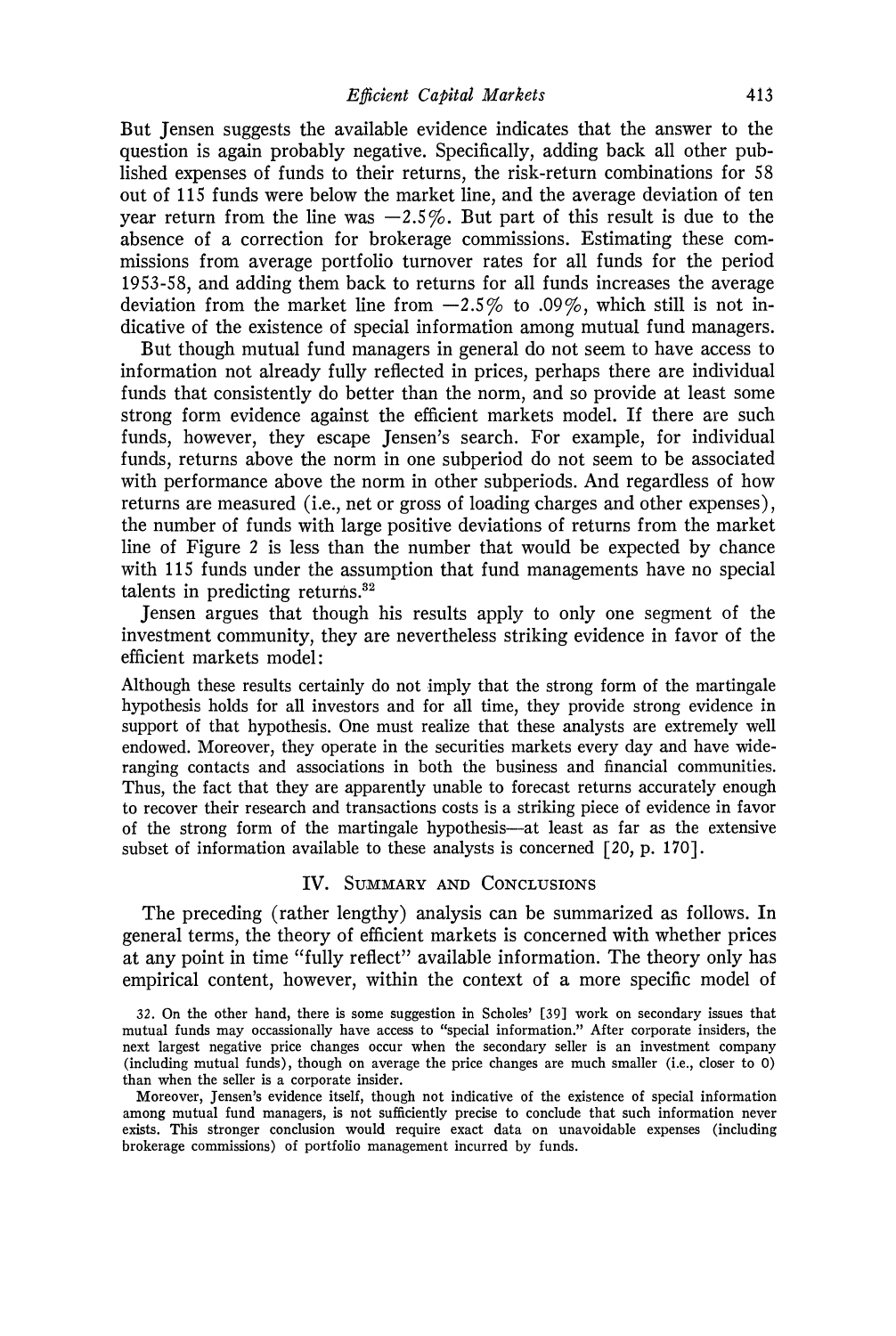But Jensen suggests the available evidence indicates that the answer to the question is again probably negative. Specifically, adding back all other published expenses of funds to their returns, the risk-return combinations for 58 out of 115 funds were below the market line, and the average deviation of ten year return from the line was $-2.5\%$. But part of this result is due to the absence of a correction for brokerage commissions. Estimating these commissions from average portfolio turnover rates for all funds for the period 1953-58, and adding them back to returns for all funds increases the average deviation from the market line from $-2.5\%$ to $.09\%$, which still is not indicative of the existence of special information among mutual fund managers.

But though mutual fund managers in general do not seem to have access to information not already fully reflected in prices, perhaps there are individual funds that consistently do better than the norm, and so provide at least some strong form evidence against the efficient markets model. If there are such funds, however, they escape Jensen's search. For example, for individual funds, returns above the norm in one subperiod do not seem to be associated with performance above the norm in other subperiods. And regardless of how returns are measured (i.e., net or gross of loading charges and other expenses), the number of funds with large positive deviations of returns from the market line of Figure 2 is less than the number that would be expected by chance with 115 funds under the assumption that fund managements have no special talents in predicting returns.[32]

Jensen argues that though his results apply to only one segment of the investment community, they are nevertheless striking evidence in favor of the efficient markets model:

> Although these results certainly do not imply that the strong form of the martingale hypothesis holds for all investors and for all time, they provide strong evidence in support of that hypothesis. One must realize that these analysts are extremely well endowed. Moreover, they operate in the securities markets every day and have wide-ranging contacts and associations in both the business and financial communities. Thus, the fact that they are apparently unable to forecast returns accurately enough to recover their research and transactions costs is a striking piece of evidence in favor of the strong form of the martingale hypothesis—at least as far as the extensive subset of information available to these analysts is concerned [20, p. 170].

## IV. Summary and Conclusions

The preceding (rather lengthy) analysis can be summarized as follows. In general terms, the theory of efficient markets is concerned with whether prices at any point in time "fully reflect" available information. The theory only has empirical content, however, within the context of a more specific model of

32. On the other hand, there is some suggestion in Scholes' [39] work on secondary issues that mutual funds may occassionally have access to "special information." After corporate insiders, the next largest negative price changes occur when the secondary seller is an investment company (including mutual funds), though on average the price changes are much smaller (i.e., closer to 0) than when the seller is a corporate insider.

Moreover, Jensen's evidence itself, though not indicative of the existence of special information among mutual fund managers, is not sufficiently precise to conclude that such information never exists. This stronger conclusion would require exact data on unavoidable expenses (including brokerage commissions) of portfolio management incurred by funds.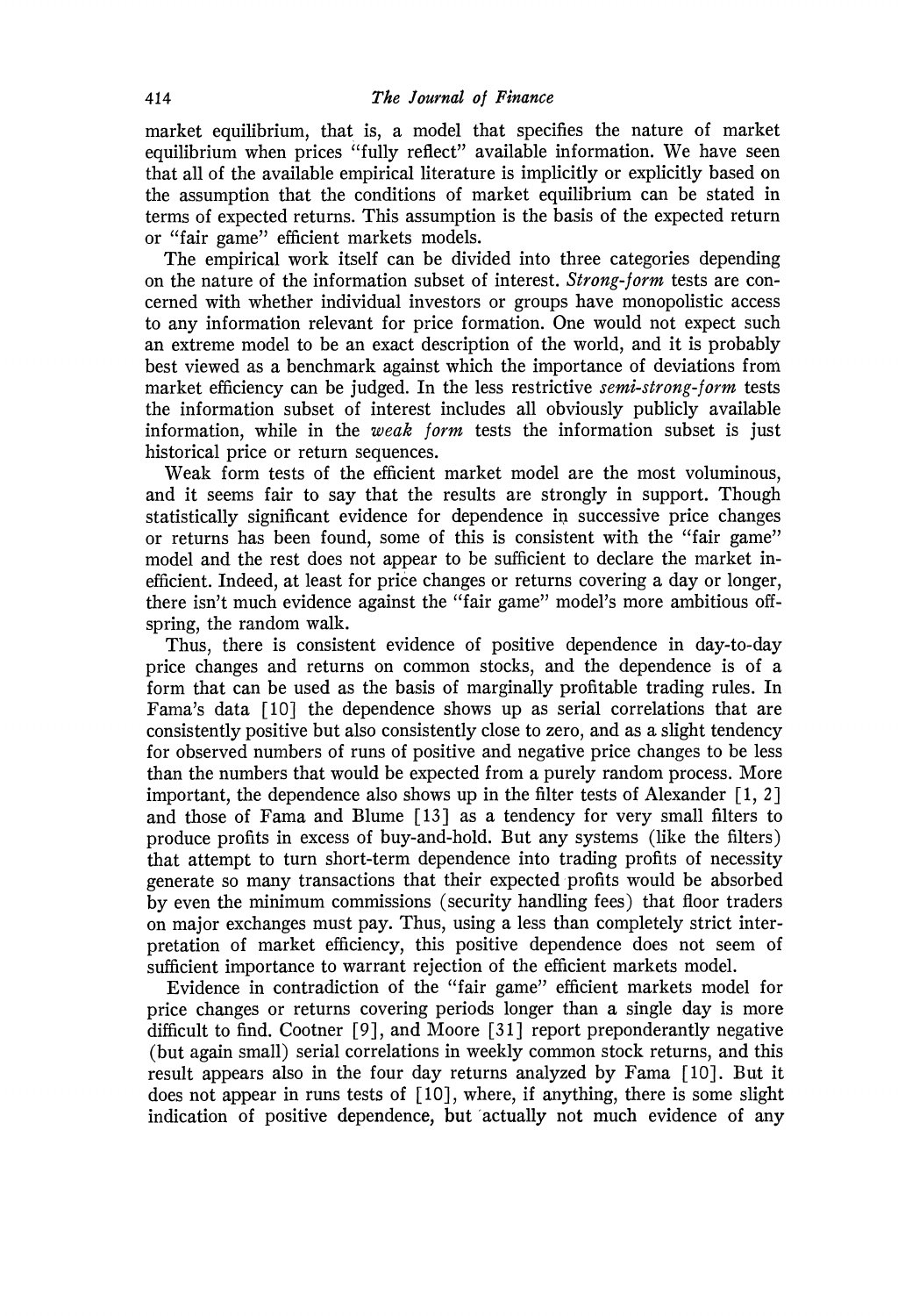market equilibrium, that is, a model that specifies the nature of market equilibrium when prices "fully reflect" available information. We have seen that all of the available empirical literature is implicitly or explicitly based on the assumption that the conditions of market equilibrium can be stated in terms of expected returns. This assumption is the basis of the expected return or "fair game" efficient markets models.

The empirical work itself can be divided into three categories depending on the nature of the information subset of interest. *Strong-form* tests are concerned with whether individual investors or groups have monopolistic access to any information relevant for price formation. One would not expect such an extreme model to be an exact description of the world, and it is probably best viewed as a benchmark against which the importance of deviations from market efficiency can be judged. In the less restrictive *semi-strong-form* tests the information subset of interest includes all obviously publicly available information, while in the *weak form* tests the information subset is just historical price or return sequences.

Weak form tests of the efficient market model are the most voluminous, and it seems fair to say that the results are strongly in support. Though statistically significant evidence for dependence in successive price changes or returns has been found, some of this is consistent with the "fair game" model and the rest does not appear to be sufficient to declare the market inefficient. Indeed, at least for price changes or returns covering a day or longer, there isn't much evidence against the "fair game" model's more ambitious offspring, the random walk.

Thus, there is consistent evidence of positive dependence in day-to-day price changes and returns on common stocks, and the dependence is of a form that can be used as the basis of marginally profitable trading rules. In Fama's data [10] the dependence shows up as serial correlations that are consistently positive but also consistently close to zero, and as a slight tendency for observed numbers of runs of positive and negative price changes to be less than the numbers that would be expected from a purely random process. More important, the dependence also shows up in the filter tests of Alexander [1, 2] and those of Fama and Blume [13] as a tendency for very small filters to produce profits in excess of buy-and-hold. But any systems (like the filters) that attempt to turn short-term dependence into trading profits of necessity generate so many transactions that their expected profits would be absorbed by even the minimum commissions (security handling fees) that floor traders on major exchanges must pay. Thus, using a less than completely strict interpretation of market efficiency, this positive dependence does not seem of sufficient importance to warrant rejection of the efficient markets model.

Evidence in contradiction of the "fair game" efficient markets model for price changes or returns covering periods longer than a single day is more difficult to find. Cootner [9], and Moore [31] report preponderantly negative (but again small) serial correlations in weekly common stock returns, and this result appears also in the four day returns analyzed by Fama [10]. But it does not appear in runs tests of [10], where, if anything, there is some slight indication of positive dependence, but actually not much evidence of any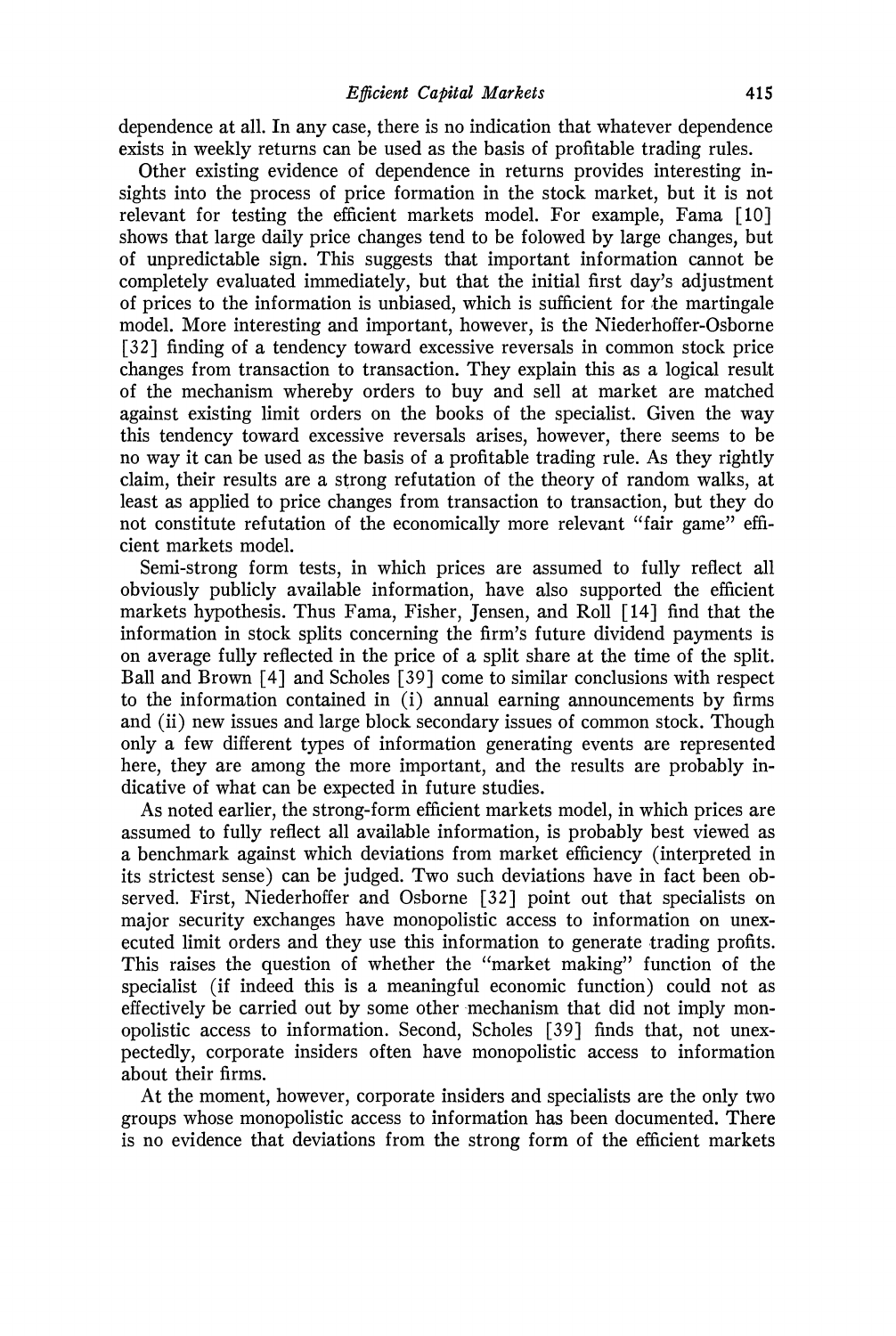dependence at all. In any case, there is no indication that whatever dependence exists in weekly returns can be used as the basis of profitable trading rules.

Other existing evidence of dependence in returns provides interesting insights into the process of price formation in the stock market, but it is not relevant for testing the efficient markets model. For example, Fama [10] shows that large daily price changes tend to be folowed by large changes, but of unpredictable sign. This suggests that important information cannot be completely evaluated immediately, but that the initial first day's adjustment of prices to the information is unbiased, which is sufficient for the martingale model. More interesting and important, however, is the Niederhoffer-Osborne [32] finding of a tendency toward excessive reversals in common stock price changes from transaction to transaction. They explain this as a logical result of the mechanism whereby orders to buy and sell at market are matched against existing limit orders on the books of the specialist. Given the way this tendency toward excessive reversals arises, however, there seems to be no way it can be used as the basis of a profitable trading rule. As they rightly claim, their results are a strong refutation of the theory of random walks, at least as applied to price changes from transaction to transaction, but they do not constitute refutation of the economically more relevant "fair game" efficient markets model.

Semi-strong form tests, in which prices are assumed to fully reflect all obviously publicly available information, have also supported the efficient markets hypothesis. Thus Fama, Fisher, Jensen, and Roll [14] find that the information in stock splits concerning the firm's future dividend payments is on average fully reflected in the price of a split share at the time of the split. Ball and Brown [4] and Scholes [39] come to similar conclusions with respect to the information contained in (i) annual earning announcements by firms and (ii) new issues and large block secondary issues of common stock. Though only a few different types of information generating events are represented here, they are among the more important, and the results are probably indicative of what can be expected in future studies.

As noted earlier, the strong-form efficient markets model, in which prices are assumed to fully reflect all available information, is probably best viewed as a benchmark against which deviations from market efficiency (interpreted in its strictest sense) can be judged. Two such deviations have in fact been observed. First, Niederhoffer and Osborne [32] point out that specialists on major security exchanges have monopolistic access to information on unexecuted limit orders and they use this information to generate trading profits. This raises the question of whether the "market making" function of the specialist (if indeed this is a meaningful economic function) could not as effectively be carried out by some other mechanism that did not imply monopolistic access to information. Second, Scholes [39] finds that, not unexpectedly, corporate insiders often have monopolistic access to information about their firms.

At the moment, however, corporate insiders and specialists are the only two groups whose monopolistic access to information has been documented. There is no evidence that deviations from the strong form of the efficient markets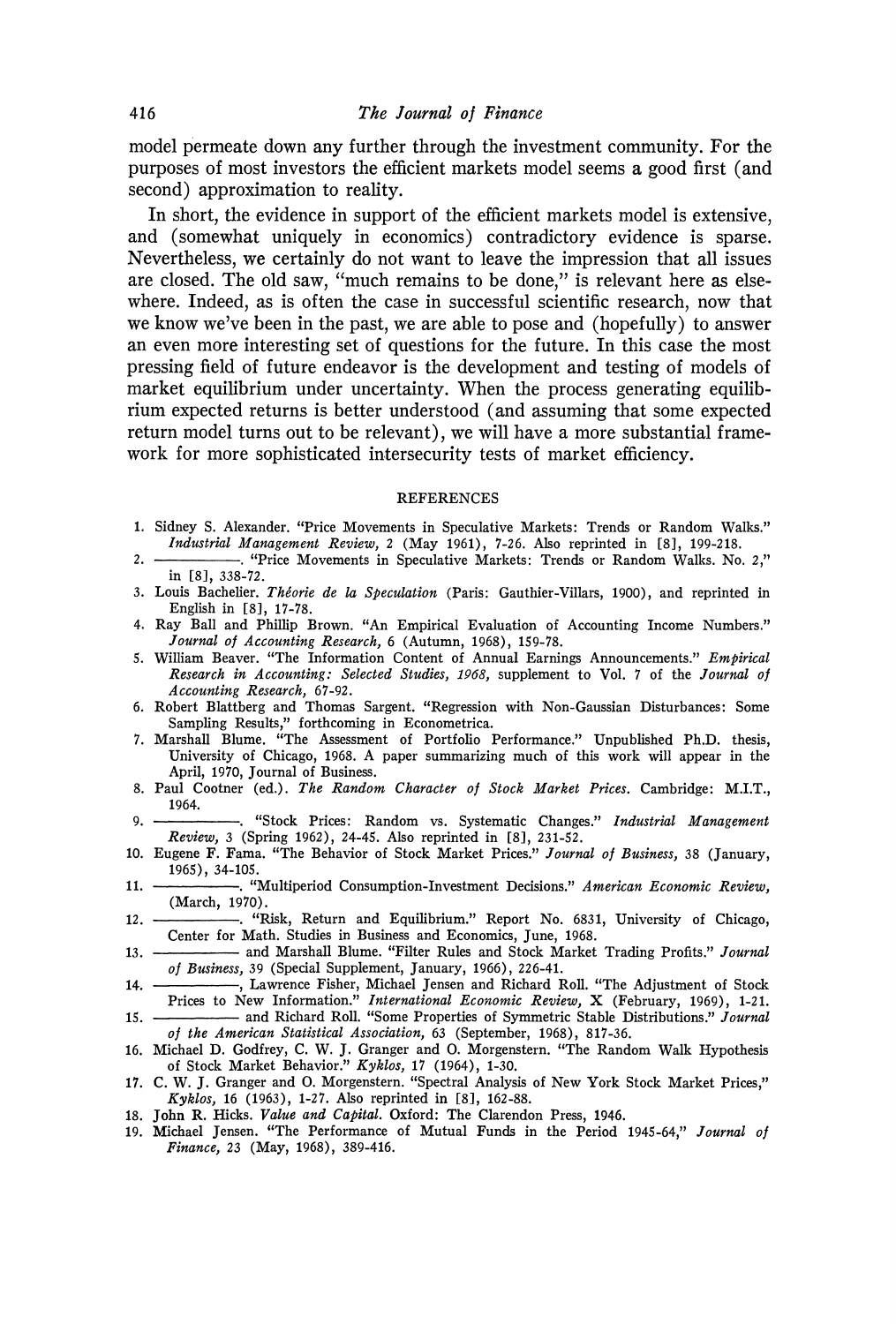model permeate down any further through the investment community. For the purposes of most investors the efficient markets model seems a good first (and second) approximation to reality.

In short, the evidence in support of the efficient markets model is extensive, and (somewhat uniquely in economics) contradictory evidence is sparse. Nevertheless, we certainly do not want to leave the impression that all issues are closed. The old saw, "much remains to be done," is relevant here as elsewhere. Indeed, as is often the case in successful scientific research, now that we know we've been in the past, we are able to pose and (hopefully) to answer an even more interesting set of questions for the future. In this case the most pressing field of future endeavor is the development and testing of models of market equilibrium under uncertainty. When the process generating equilibrium expected returns is better understood (and assuming that some expected return model turns out to be relevant), we will have a more substantial framework for more sophisticated intersecurity tests of market efficiency.

## REFERENCES

1. Sidney S. Alexander. "Price Movements in Speculative Markets: Trends or Random Walks." *Industrial Management Review*, 2 (May 1961), 7-26. Also reprinted in [8], 199-218.
2. ————. "Price Movements in Speculative Markets: Trends or Random Walks. No. 2," in [8], 338-72.
3. Louis Bachelier. *Théorie de la Speculation* (Paris: Gauthier-Villars, 1900), and reprinted in English in [8], 17-78.
4. Ray Ball and Phillip Brown. "An Empirical Evaluation of Accounting Income Numbers." *Journal of Accounting Research*, 6 (Autumn, 1968), 159-78.
5. William Beaver. "The Information Content of Annual Earnings Announcements." *Empirical Research in Accounting: Selected Studies, 1968*, supplement to Vol. 7 of the *Journal of Accounting Research*, 67-92.
6. Robert Blattberg and Thomas Sargent. "Regression with Non-Gaussian Disturbances: Some Sampling Results," forthcoming in Econometrica.
7. Marshall Blume. "The Assessment of Portfolio Performance." Unpublished Ph.D. thesis, University of Chicago, 1968. A paper summarizing much of this work will appear in the April, 1970, Journal of Business.
8. Paul Cootner (ed.). *The Random Character of Stock Market Prices*. Cambridge: M.I.T., 1964.
9. ————. "Stock Prices: Random vs. Systematic Changes." *Industrial Management Review*, 3 (Spring 1962), 24-45. Also reprinted in [8], 231-52.
10. Eugene F. Fama. "The Behavior of Stock Market Prices." *Journal of Business*, 38 (January, 1965), 34-105.
11. ————. "Multiperiod Consumption-Investment Decisions." *American Economic Review*, (March, 1970).
12. ————. "Risk, Return and Equilibrium." Report No. 6831, University of Chicago, Center for Math. Studies in Business and Economics, June, 1968.
13. ———— and Marshall Blume. "Filter Rules and Stock Market Trading Profits." *Journal of Business*, 39 (Special Supplement, January, 1966), 226-41.
14. ————, Lawrence Fisher, Michael Jensen and Richard Roll. "The Adjustment of Stock Prices to New Information." *International Economic Review*, X (February, 1969), 1-21.
15. ———— and Richard Roll. "Some Properties of Symmetric Stable Distributions." *Journal of the American Statistical Association*, 63 (September, 1968), 817-36.
16. Michael D. Godfrey, C. W. J. Granger and O. Morgenstern. "The Random Walk Hypothesis of Stock Market Behavior." *Kyklos*, 17 (1964), 1-30.
17. C. W. J. Granger and O. Morgenstern. "Spectral Analysis of New York Stock Market Prices," *Kyklos*, 16 (1963), 1-27. Also reprinted in [8], 162-88.
18. John R. Hicks. *Value and Capital*. Oxford: The Clarendon Press, 1946.
19. Michael Jensen. "The Performance of Mutual Funds in the Period 1945-64," *Journal of Finance*, 23 (May, 1968), 389-416.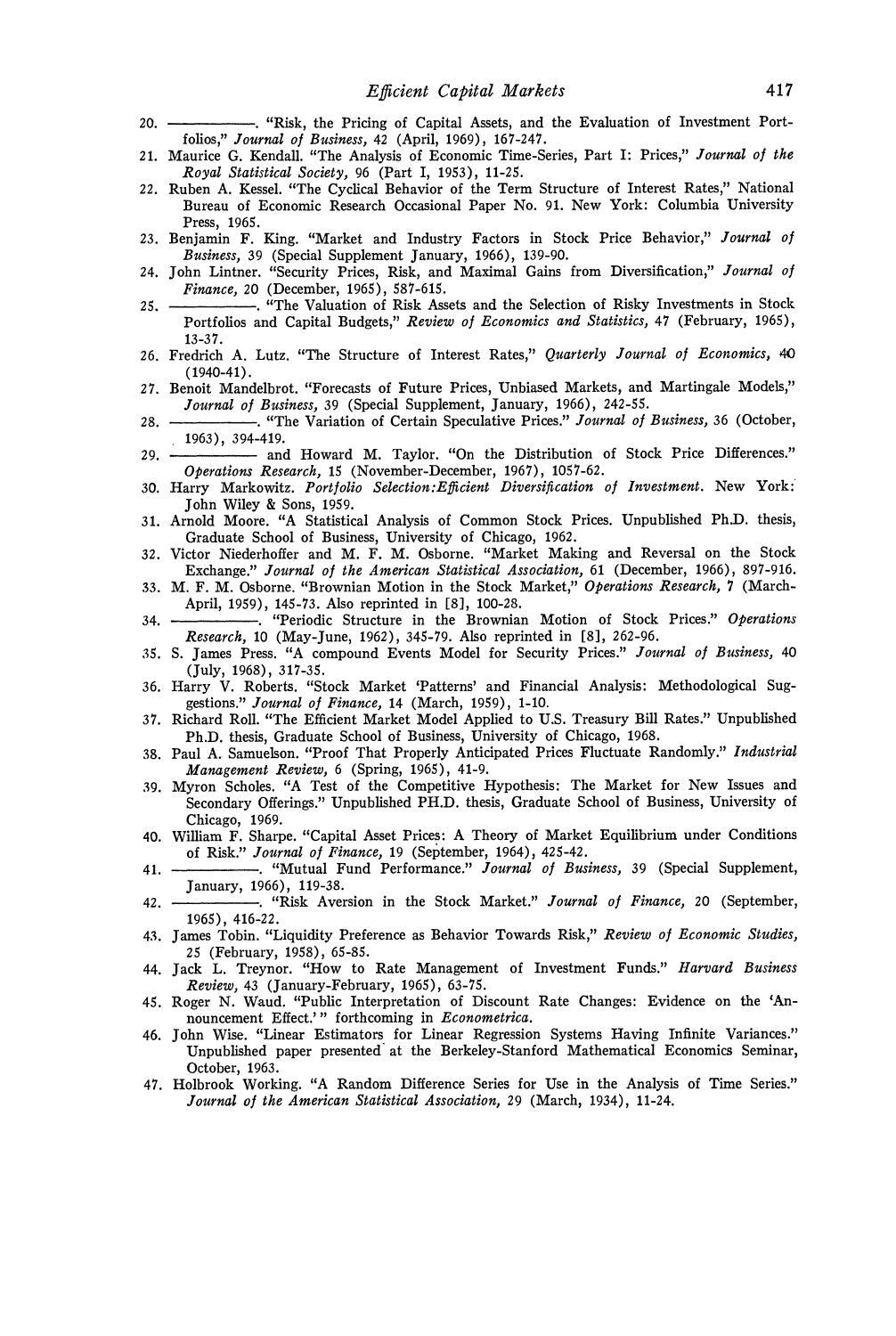20. ——————. "Risk, the Pricing of Capital Assets, and the Evaluation of Investment Portfolios," *Journal of Business*, 42 (April, 1969), 167-247.
21. Maurice G. Kendall. "The Analysis of Economic Time-Series, Part I: Prices," *Journal of the Royal Statistical Society*, 96 (Part I, 1953), 11-25.
22. Ruben A. Kessel. "The Cyclical Behavior of the Term Structure of Interest Rates," National Bureau of Economic Research Occasional Paper No. 91. New York: Columbia University Press, 1965.
23. Benjamin F. King. "Market and Industry Factors in Stock Price Behavior," *Journal of Business*, 39 (Special Supplement January, 1966), 139-90.
24. John Lintner. "Security Prices, Risk, and Maximal Gains from Diversification," *Journal of Finance*, 20 (December, 1965), 587-615.
25. ——————. "The Valuation of Risk Assets and the Selection of Risky Investments in Stock Portfolios and Capital Budgets," *Review of Economics and Statistics*, 47 (February, 1965), 13-37.
26. Fredrich A. Lutz. "The Structure of Interest Rates," *Quarterly Journal of Economics*, 40 (1940-41).
27. Benoit Mandelbrot. "Forecasts of Future Prices, Unbiased Markets, and Martingale Models," *Journal of Business*, 39 (Special Supplement, January, 1966), 242-55.
28. ——————. "The Variation of Certain Speculative Prices." *Journal of Business*, 36 (October, 1963), 394-419.
29. —————— and Howard M. Taylor. "On the Distribution of Stock Price Differences." *Operations Research*, 15 (November-December, 1967), 1057-62.
30. Harry Markowitz. *Portfolio Selection:Efficient Diversification of Investment*. New York: John Wiley & Sons, 1959.
31. Arnold Moore. "A Statistical Analysis of Common Stock Prices. Unpublished Ph.D. thesis, Graduate School of Business, University of Chicago, 1962.
32. Victor Niederhoffer and M. F. M. Osborne. "Market Making and Reversal on the Stock Exchange." *Journal of the American Statistical Association*, 61 (December, 1966), 897-916.
33. M. F. M. Osborne. "Brownian Motion in the Stock Market," *Operations Research*, 7 (March-April, 1959), 145-73. Also reprinted in [8], 100-28.
34. ——————. "Periodic Structure in the Brownian Motion of Stock Prices." *Operations Research*, 10 (May-June, 1962), 345-79. Also reprinted in [8], 262-96.
35. S. James Press. "A compound Events Model for Security Prices." *Journal of Business*, 40 (July, 1968), 317-35.
36. Harry V. Roberts. "Stock Market 'Patterns' and Financial Analysis: Methodological Suggestions." *Journal of Finance*, 14 (March, 1959), 1-10.
37. Richard Roll. "The Efficient Market Model Applied to U.S. Treasury Bill Rates." Unpublished Ph.D. thesis, Graduate School of Business, University of Chicago, 1968.
38. Paul A. Samuelson. "Proof That Properly Anticipated Prices Fluctuate Randomly." *Industrial Management Review*, 6 (Spring, 1965), 41-9.
39. Myron Scholes. "A Test of the Competitive Hypothesis: The Market for New Issues and Secondary Offerings." Unpublished PH.D. thesis, Graduate School of Business, University of Chicago, 1969.
40. William F. Sharpe. "Capital Asset Prices: A Theory of Market Equilibrium under Conditions of Risk." *Journal of Finance*, 19 (September, 1964), 425-42.
41. ——————. "Mutual Fund Performance." *Journal of Business*, 39 (Special Supplement, January, 1966), 119-38.
42. ——————. "Risk Aversion in the Stock Market." *Journal of Finance*, 20 (September, 1965), 416-22.
43. James Tobin. "Liquidity Preference as Behavior Towards Risk," *Review of Economic Studies*, 25 (February, 1958), 65-85.
44. Jack L. Treynor. "How to Rate Management of Investment Funds." *Harvard Business Review*, 43 (January-February, 1965), 63-75.
45. Roger N. Waud. "Public Interpretation of Discount Rate Changes: Evidence on the 'Announcement Effect.'" forthcoming in *Econometrica*.
46. John Wise. "Linear Estimators for Linear Regression Systems Having Infinite Variances." Unpublished paper presented at the Berkeley-Stanford Mathematical Economics Seminar, October, 1963.
47. Holbrook Working. "A Random Difference Series for Use in the Analysis of Time Series." *Journal of the American Statistical Association*, 29 (March, 1934), 11-24.